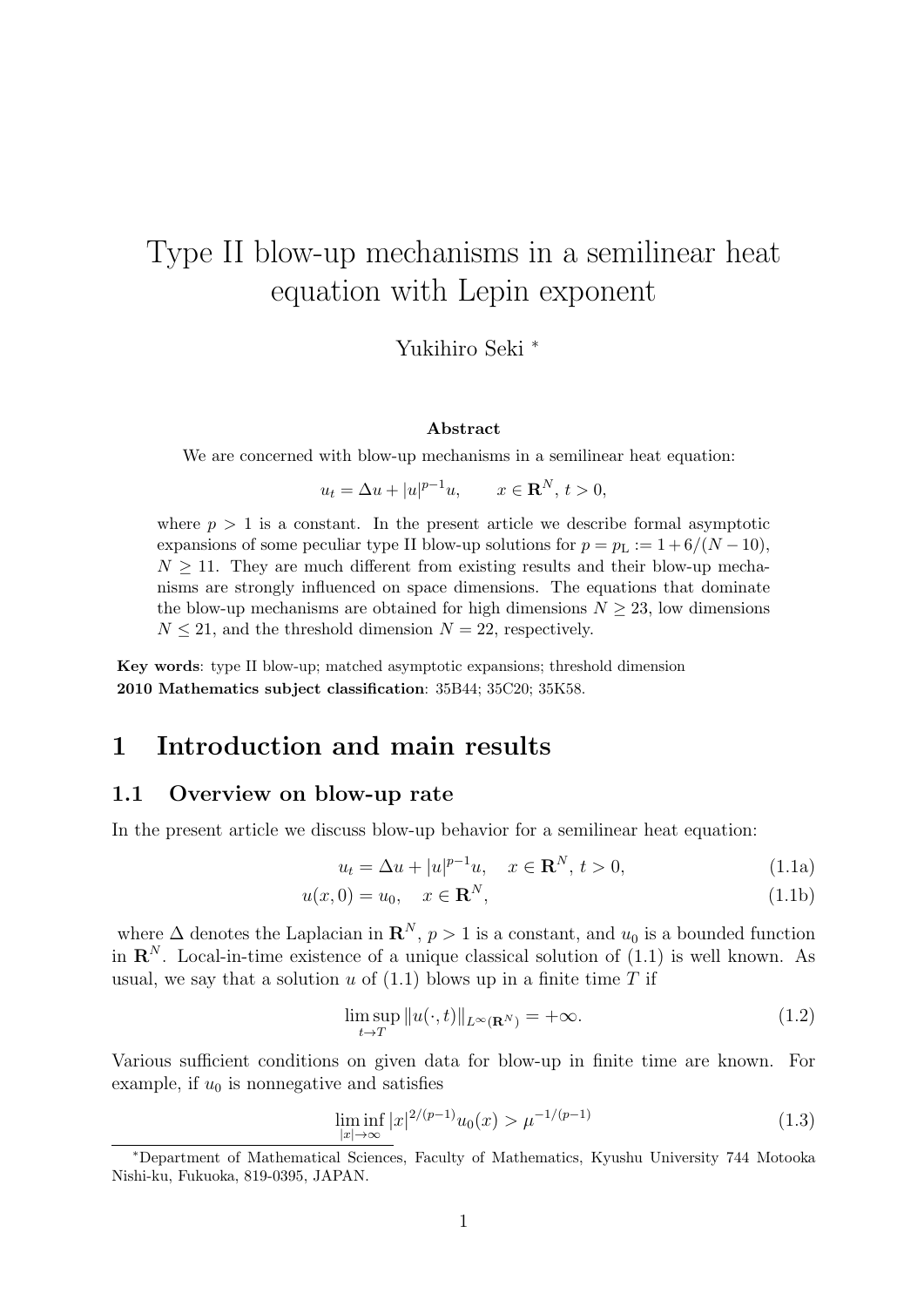# Type II blow-up mechanisms in a semilinear heat equation with Lepin exponent

Yukihiro Seki [*]

**Abstract**

We are concerned with blow-up mechanisms in a semilinear heat equation:

$$u_t = \Delta u + |u|^{p-1}u, \qquad x \in \mathbf{R}^N,\ t > 0,$$

where $p > 1$ is a constant. In the present article we describe formal asymptotic expansions of some peculiar type II blow-up solutions for $p = p_{\mathrm{L}} := 1 + 6/(N-10)$, $N \geq 11$. They are much different from existing results and their blow-up mechanisms are strongly influenced on space dimensions. The equations that dominate the blow-up mechanisms are obtained for high dimensions $N \geq 23$, low dimensions $N \leq 21$, and the threshold dimension $N = 22$, respectively.

**Key words**: type II blow-up; matched asymptotic expansions; threshold dimension
**2010 Mathematics subject classification**: 35B44; 35C20; 35K58.

## 1 Introduction and main results

### 1.1 Overview on blow-up rate

In the present article we discuss blow-up behavior for a semilinear heat equation:

$$u_t = \Delta u + |u|^{p-1}u, \quad x \in \mathbf{R}^N,\ t > 0, \tag{1.1a}$$

$$u(x, 0) = u_0, \quad x \in \mathbf{R}^N, \tag{1.1b}$$

where $\Delta$ denotes the Laplacian in $\mathbf{R}^N$, $p > 1$ is a constant, and $u_0$ is a bounded function in $\mathbf{R}^N$. Local-in-time existence of a unique classical solution of (1.1) is well known. As usual, we say that a solution $u$ of (1.1) blows up in a finite time $T$ if

$$\limsup_{t \to T} \|u(\cdot, t)\|_{L^\infty(\mathbf{R}^N)} = +\infty. \tag{1.2}$$

Various sufficient conditions on given data for blow-up in finite time are known. For example, if $u_0$ is nonnegative and satisfies

$$\liminf_{|x| \to \infty} |x|^{2/(p-1)} u_0(x) > \mu^{-1/(p-1)} \tag{1.3}$$

[*] Department of Mathematical Sciences, Faculty of Mathematics, Kyushu University 744 Motooka Nishi-ku, Fukuoka, 819-0395, JAPAN.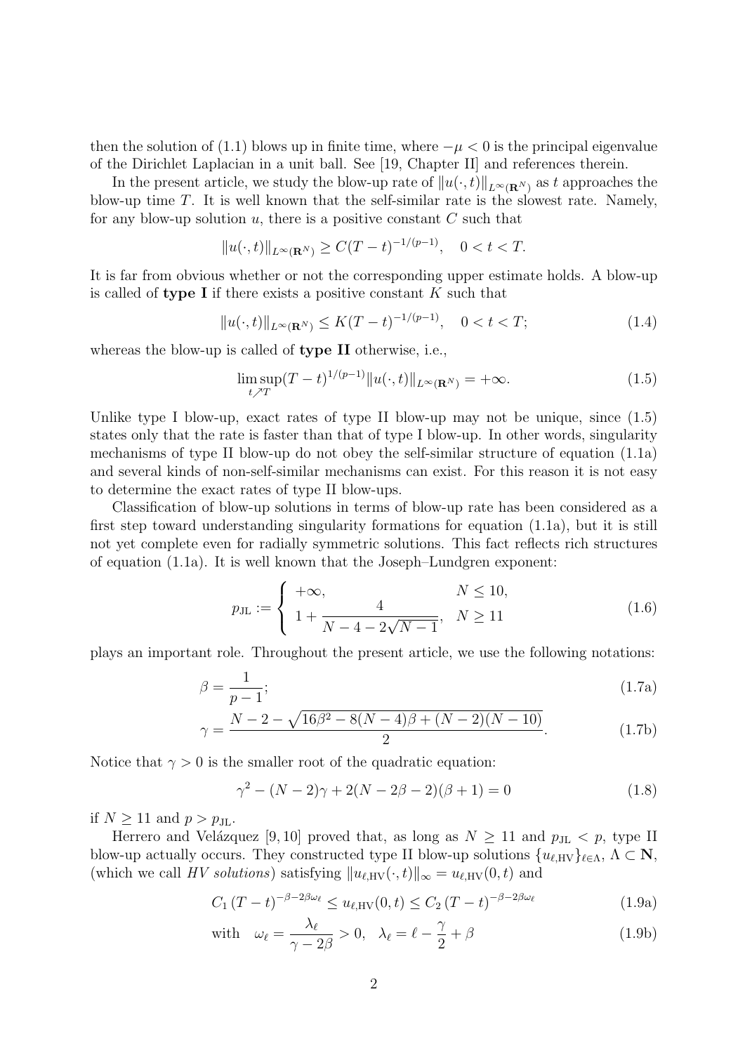then the solution of (1.1) blows up in finite time, where $-\mu < 0$ is the principal eigenvalue of the Dirichlet Laplacian in a unit ball. See [19, Chapter II] and references therein.

In the present article, we study the blow-up rate of $\|u(\cdot,t)\|_{L^\infty(\mathbf{R}^N)}$ as $t$ approaches the blow-up time $T$. It is well known that the self-similar rate is the slowest rate. Namely, for any blow-up solution $u$, there is a positive constant $C$ such that

$$\|u(\cdot,t)\|_{L^\infty(\mathbf{R}^N)} \geq C(T-t)^{-1/(p-1)}, \quad 0 < t < T.$$

It is far from obvious whether or not the corresponding upper estimate holds. A blow-up is called of **type I** if there exists a positive constant $K$ such that

$$\|u(\cdot,t)\|_{L^\infty(\mathbf{R}^N)} \leq K(T-t)^{-1/(p-1)}, \quad 0 < t < T; \tag{1.4}$$

whereas the blow-up is called of **type II** otherwise, i.e.,

$$\limsup_{t \nearrow T} (T-t)^{1/(p-1)} \|u(\cdot,t)\|_{L^\infty(\mathbf{R}^N)} = +\infty. \tag{1.5}$$

Unlike type I blow-up, exact rates of type II blow-up may not be unique, since (1.5) states only that the rate is faster than that of type I blow-up. In other words, singularity mechanisms of type II blow-up do not obey the self-similar structure of equation (1.1a) and several kinds of non-self-similar mechanisms can exist. For this reason it is not easy to determine the exact rates of type II blow-ups.

Classification of blow-up solutions in terms of blow-up rate has been considered as a first step toward understanding singularity formations for equation (1.1a), but it is still not yet complete even for radially symmetric solutions. This fact reflects rich structures of equation (1.1a). It is well known that the Joseph–Lundgren exponent:

$$p_{\mathrm{JL}} := \begin{cases} +\infty, & N \leq 10, \\ 1 + \dfrac{4}{N-4-2\sqrt{N-1}}, & N \geq 11 \end{cases} \tag{1.6}$$

plays an important role. Throughout the present article, we use the following notations:

$$\beta = \frac{1}{p-1}; \tag{1.7a}$$

$$\gamma = \frac{N-2-\sqrt{16\beta^2 - 8(N-4)\beta + (N-2)(N-10)}}{2}. \tag{1.7b}$$

Notice that $\gamma > 0$ is the smaller root of the quadratic equation:

$$\gamma^2 - (N-2)\gamma + 2(N-2\beta-2)(\beta+1) = 0 \tag{1.8}$$

if $N \geq 11$ and $p > p_{\mathrm{JL}}$.

Herrero and Velázquez [9, 10] proved that, as long as $N \geq 11$ and $p_{\mathrm{JL}} < p$, type II blow-up actually occurs. They constructed type II blow-up solutions $\{u_{\ell,\mathrm{HV}}\}_{\ell \in \Lambda}$, $\Lambda \subset \mathbf{N}$, (which we call *HV solutions*) satisfying $\|u_{\ell,\mathrm{HV}}(\cdot,t)\|_\infty = u_{\ell,\mathrm{HV}}(0,t)$ and

$$C_1 (T-t)^{-\beta-2\beta\omega_\ell} \leq u_{\ell,\mathrm{HV}}(0,t) \leq C_2 (T-t)^{-\beta-2\beta\omega_\ell} \tag{1.9a}$$

$$\text{with} \quad \omega_\ell = \frac{\lambda_\ell}{\gamma - 2\beta} > 0, \quad \lambda_\ell = \ell - \frac{\gamma}{2} + \beta \tag{1.9b}$$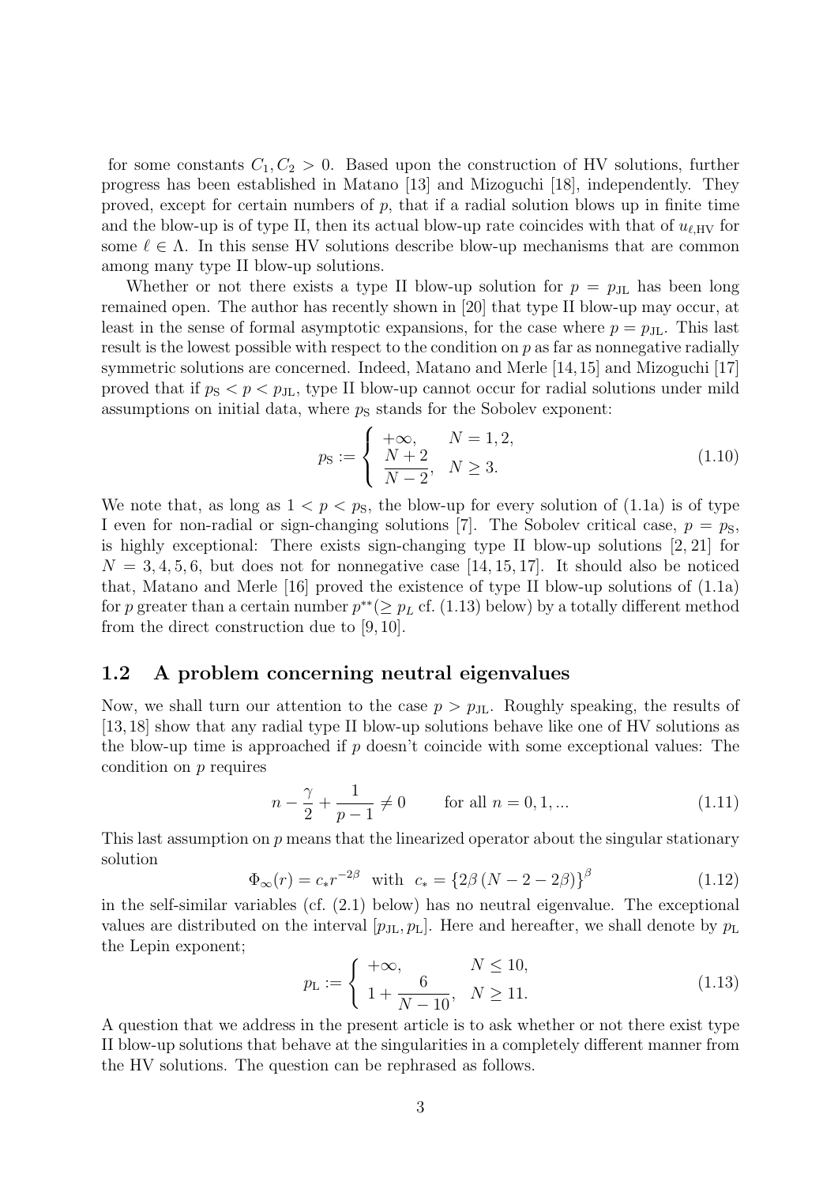for some constants $C_1, C_2 > 0$. Based upon the construction of HV solutions, further progress has been established in Matano [13] and Mizoguchi [18], independently. They proved, except for certain numbers of $p$, that if a radial solution blows up in finite time and the blow-up is of type II, then its actual blow-up rate coincides with that of $u_{\ell,\mathrm{HV}}$ for some $\ell \in \Lambda$. In this sense HV solutions describe blow-up mechanisms that are common among many type II blow-up solutions.

Whether or not there exists a type II blow-up solution for $p = p_{\mathrm{JL}}$ has been long remained open. The author has recently shown in [20] that type II blow-up may occur, at least in the sense of formal asymptotic expansions, for the case where $p = p_{\mathrm{JL}}$. This last result is the lowest possible with respect to the condition on $p$ as far as nonnegative radially symmetric solutions are concerned. Indeed, Matano and Merle [14, 15] and Mizoguchi [17] proved that if $p_{\mathrm{S}} < p < p_{\mathrm{JL}}$, type II blow-up cannot occur for radial solutions under mild assumptions on initial data, where $p_{\mathrm{S}}$ stands for the Sobolev exponent:

$$p_{\mathrm{S}} := \begin{cases} +\infty, & N = 1, 2, \\ \dfrac{N+2}{N-2}, & N \geq 3. \end{cases} \tag{1.10}$$

We note that, as long as $1 < p < p_{\mathrm{S}}$, the blow-up for every solution of (1.1a) is of type I even for non-radial or sign-changing solutions [7]. The Sobolev critical case, $p = p_{\mathrm{S}}$, is highly exceptional: There exists sign-changing type II blow-up solutions [2, 21] for $N = 3, 4, 5, 6$, but does not for nonnegative case [14, 15, 17]. It should also be noticed that, Matano and Merle [16] proved the existence of type II blow-up solutions of (1.1a) for $p$ greater than a certain number $p^{**}(\geq p_L$ cf. (1.13) below) by a totally different method from the direct construction due to [9, 10].

## 1.2 A problem concerning neutral eigenvalues

Now, we shall turn our attention to the case $p > p_{\mathrm{JL}}$. Roughly speaking, the results of [13, 18] show that any radial type II blow-up solutions behave like one of HV solutions as the blow-up time is approached if $p$ doesn't coincide with some exceptional values: The condition on $p$ requires

$$n - \frac{\gamma}{2} + \frac{1}{p-1} \neq 0 \qquad \text{for all } n = 0, 1, \ldots \tag{1.11}$$

This last assumption on $p$ means that the linearized operator about the singular stationary solution

$$\Phi_\infty(r) = c_* r^{-2\beta} \quad \text{with} \quad c_* = \{2\beta\,(N - 2 - 2\beta)\}^{\beta} \tag{1.12}$$

in the self-similar variables (cf. (2.1) below) has no neutral eigenvalue. The exceptional values are distributed on the interval $[p_{\mathrm{JL}}, p_{\mathrm{L}}]$. Here and hereafter, we shall denote by $p_{\mathrm{L}}$ the Lepin exponent;

$$p_{\mathrm{L}} := \begin{cases} +\infty, & N \leq 10, \\ 1 + \dfrac{6}{N-10}, & N \geq 11. \end{cases} \tag{1.13}$$

A question that we address in the present article is to ask whether or not there exist type II blow-up solutions that behave at the singularities in a completely different manner from the HV solutions. The question can be rephrased as follows.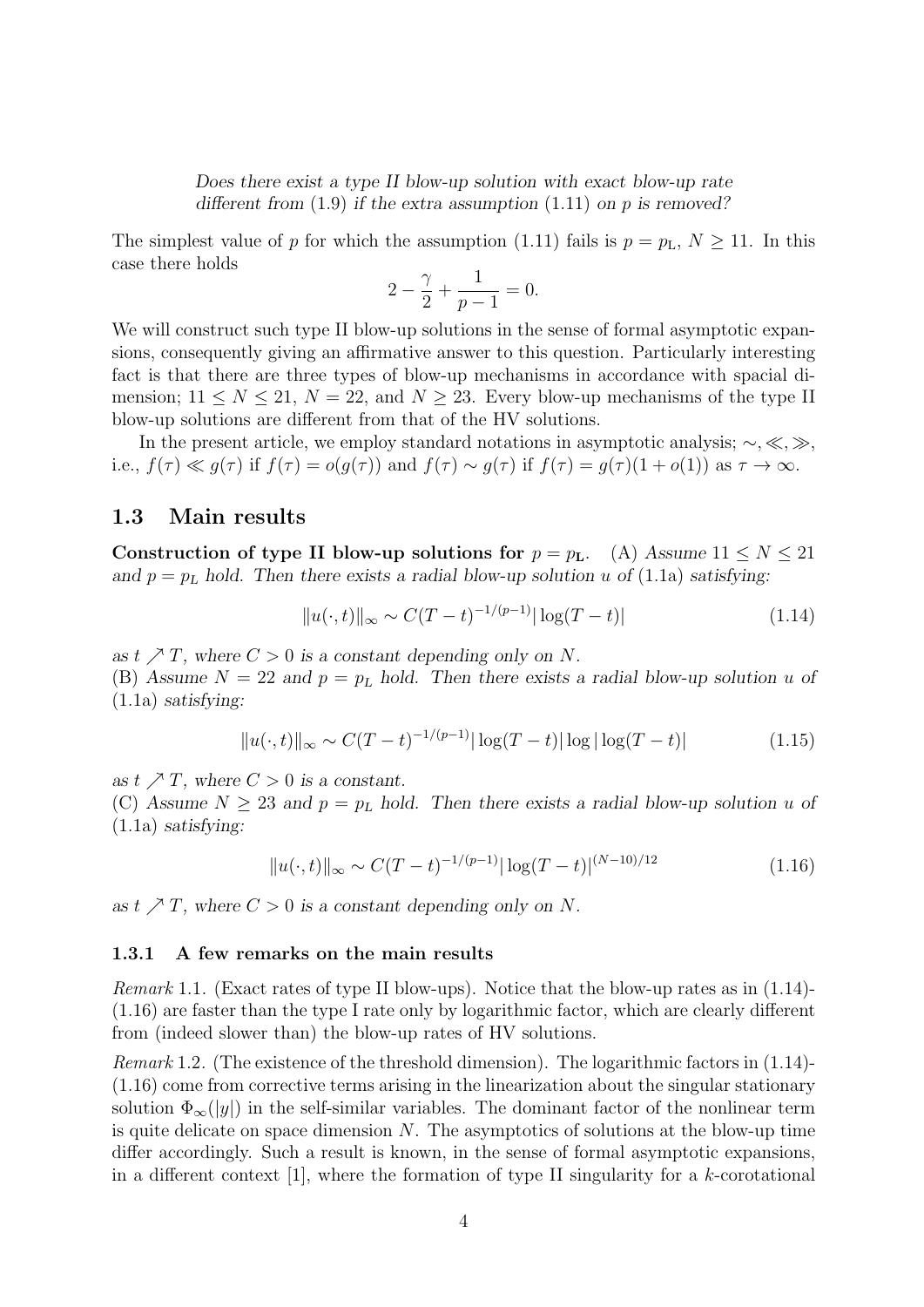*Does there exist a type II blow-up solution with exact blow-up rate different from (1.9) if the extra assumption (1.11) on $p$ is removed?*

The simplest value of $p$ for which the assumption (1.11) fails is $p = p_{\rm L}$, $N \geq 11$. In this case there holds

$$2 - \frac{\gamma}{2} + \frac{1}{p-1} = 0.$$

We will construct such type II blow-up solutions in the sense of formal asymptotic expansions, consequently giving an affirmative answer to this question. Particularly interesting fact is that there are three types of blow-up mechanisms in accordance with spacial dimension; $11 \leq N \leq 21$, $N = 22$, and $N \geq 23$. Every blow-up mechanisms of the type II blow-up solutions are different from that of the HV solutions.

In the present article, we employ standard notations in asymptotic analysis; $\sim, \ll, \gg$, i.e., $f(\tau) \ll g(\tau)$ if $f(\tau) = o(g(\tau))$ and $f(\tau) \sim g(\tau)$ if $f(\tau) = g(\tau)(1 + o(1))$ as $\tau \to \infty$.

## 1.3 Main results

**Construction of type II blow-up solutions for $p = p_{\mathbf{L}}$.** (A) *Assume $11 \leq N \leq 21$ and $p = p_L$ hold. Then there exists a radial blow-up solution $u$ of (1.1a) satisfying:*

$$\|u(\cdot, t)\|_\infty \sim C(T-t)^{-1/(p-1)} |\log(T-t)| \tag{1.14}$$

*as $t \nearrow T$, where $C > 0$ is a constant depending only on $N$.*

(B) *Assume $N = 22$ and $p = p_L$ hold. Then there exists a radial blow-up solution $u$ of (1.1a) satisfying:*

$$\|u(\cdot, t)\|_\infty \sim C(T-t)^{-1/(p-1)} |\log(T-t)| \log|\log(T-t)| \tag{1.15}$$

*as $t \nearrow T$, where $C > 0$ is a constant.*

(C) *Assume $N \geq 23$ and $p = p_L$ hold. Then there exists a radial blow-up solution $u$ of (1.1a) satisfying:*

$$\|u(\cdot, t)\|_\infty \sim C(T-t)^{-1/(p-1)} |\log(T-t)|^{(N-10)/12} \tag{1.16}$$

*as $t \nearrow T$, where $C > 0$ is a constant depending only on $N$.*

### 1.3.1 A few remarks on the main results

*Remark* 1.1. (Exact rates of type II blow-ups). Notice that the blow-up rates as in (1.14)-(1.16) are faster than the type I rate only by logarithmic factor, which are clearly different from (indeed slower than) the blow-up rates of HV solutions.

*Remark* 1.2. (The existence of the threshold dimension). The logarithmic factors in (1.14)-(1.16) come from corrective terms arising in the linearization about the singular stationary solution $\Phi_\infty(|y|)$ in the self-similar variables. The dominant factor of the nonlinear term is quite delicate on space dimension $N$. The asymptotics of solutions at the blow-up time differ accordingly. Such a result is known, in the sense of formal asymptotic expansions, in a different context [1], where the formation of type II singularity for a $k$-corotational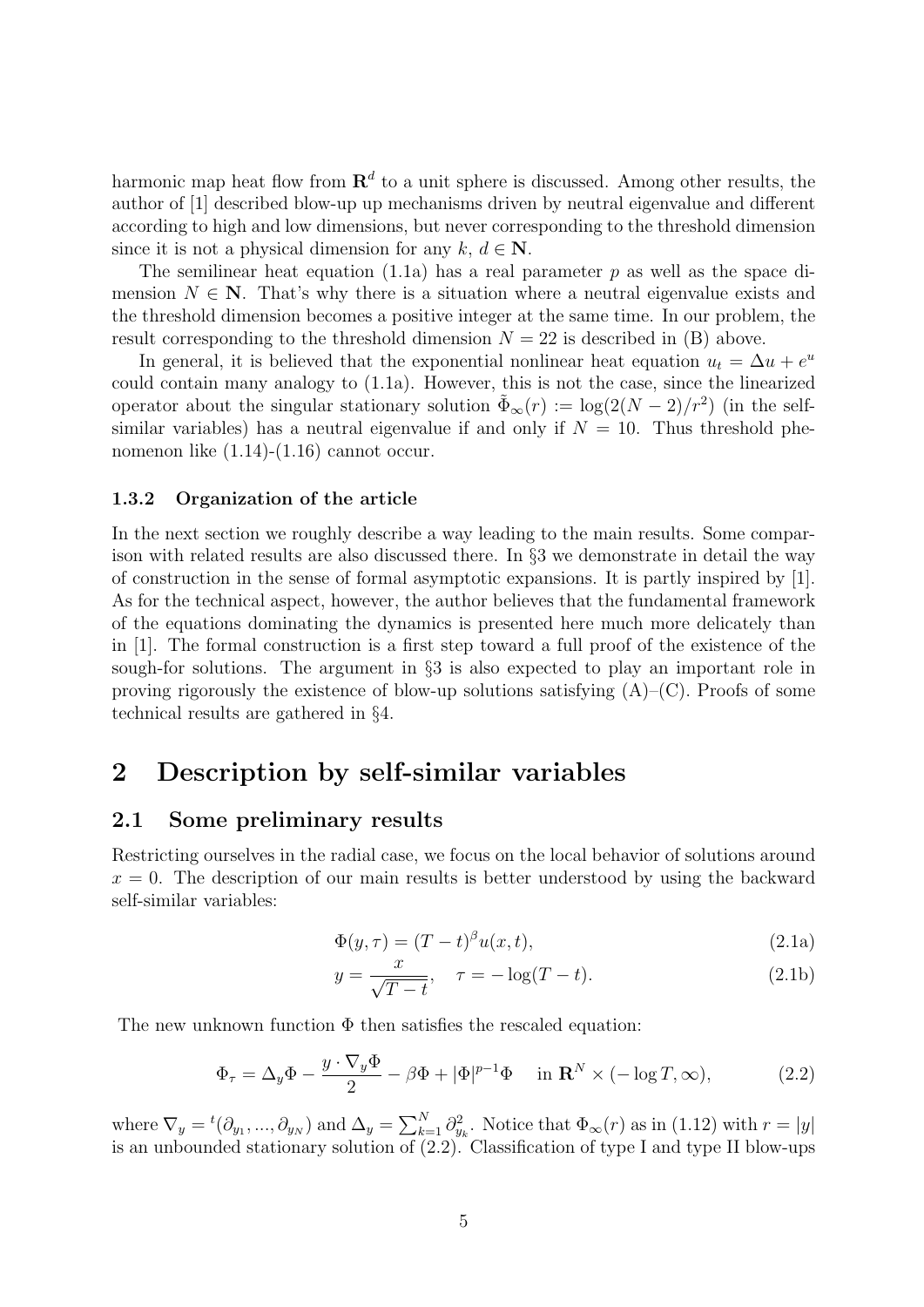harmonic map heat flow from $\mathbf{R}^d$ to a unit sphere is discussed. Among other results, the author of [1] described blow-up up mechanisms driven by neutral eigenvalue and different according to high and low dimensions, but never corresponding to the threshold dimension since it is not a physical dimension for any $k$, $d \in \mathbf{N}$.

The semilinear heat equation (1.1a) has a real parameter $p$ as well as the space dimension $N \in \mathbf{N}$. That's why there is a situation where a neutral eigenvalue exists and the threshold dimension becomes a positive integer at the same time. In our problem, the result corresponding to the threshold dimension $N = 22$ is described in (B) above.

In general, it is believed that the exponential nonlinear heat equation $u_t = \Delta u + e^u$ could contain many analogy to (1.1a). However, this is not the case, since the linearized operator about the singular stationary solution $\tilde{\Phi}_\infty(r) := \log(2(N-2)/r^2)$ (in the self-similar variables) has a neutral eigenvalue if and only if $N = 10$. Thus threshold phenomenon like (1.14)-(1.16) cannot occur.

### 1.3.2 Organization of the article

In the next section we roughly describe a way leading to the main results. Some comparison with related results are also discussed there. In §3 we demonstrate in detail the way of construction in the sense of formal asymptotic expansions. It is partly inspired by [1]. As for the technical aspect, however, the author believes that the fundamental framework of the equations dominating the dynamics is presented here much more delicately than in [1]. The formal construction is a first step toward a full proof of the existence of the sough-for solutions. The argument in §3 is also expected to play an important role in proving rigorously the existence of blow-up solutions satisfying (A)–(C). Proofs of some technical results are gathered in §4.

# 2 Description by self-similar variables

## 2.1 Some preliminary results

Restricting ourselves in the radial case, we focus on the local behavior of solutions around $x = 0$. The description of our main results is better understood by using the backward self-similar variables:

$$\Phi(y, \tau) = (T - t)^\beta u(x, t), \tag{2.1a}$$

$$y = \frac{x}{\sqrt{T - t}}, \quad \tau = -\log(T - t). \tag{2.1b}$$

The new unknown function $\Phi$ then satisfies the rescaled equation:

$$\Phi_\tau = \Delta_y \Phi - \frac{y \cdot \nabla_y \Phi}{2} - \beta \Phi + |\Phi|^{p-1}\Phi \quad \text{in } \mathbf{R}^N \times (-\log T, \infty), \tag{2.2}$$

where $\nabla_y = {}^t(\partial_{y_1}, ..., \partial_{y_N})$ and $\Delta_y = \sum_{k=1}^N \partial_{y_k}^2$. Notice that $\Phi_\infty(r)$ as in (1.12) with $r = |y|$ is an unbounded stationary solution of (2.2). Classification of type I and type II blow-ups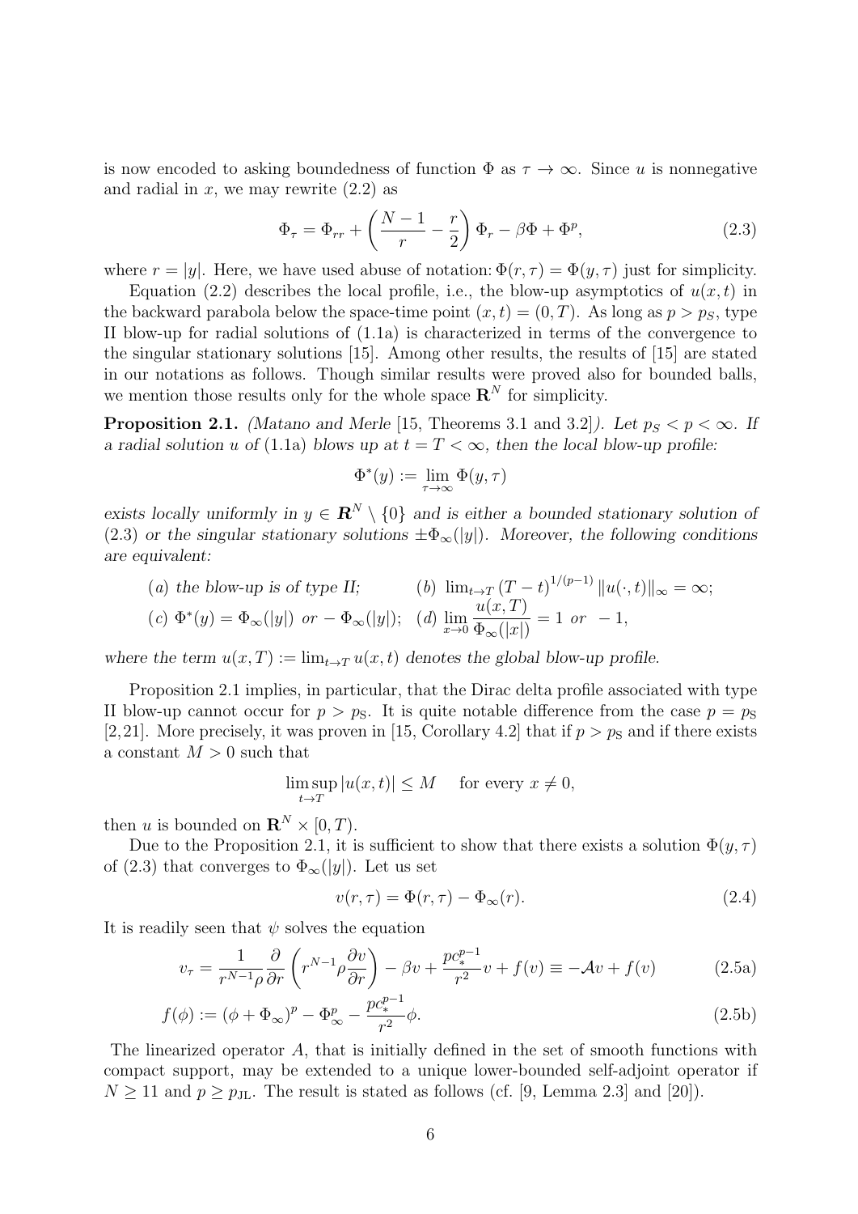is now encoded to asking boundedness of function $\Phi$ as $\tau \to \infty$. Since $u$ is nonnegative and radial in $x$, we may rewrite (2.2) as

$$\Phi_\tau = \Phi_{rr} + \left(\frac{N-1}{r} - \frac{r}{2}\right)\Phi_r - \beta\Phi + \Phi^p, \tag{2.3}$$

where $r = |y|$. Here, we have used abuse of notation: $\Phi(r,\tau) = \Phi(y,\tau)$ just for simplicity.

Equation (2.2) describes the local profile, i.e., the blow-up asymptotics of $u(x,t)$ in the backward parabola below the space-time point $(x,t) = (0,T)$. As long as $p > p_S$, type II blow-up for radial solutions of (1.1a) is characterized in terms of the convergence to the singular stationary solutions [15]. Among other results, the results of [15] are stated in our notations as follows. Though similar results were proved also for bounded balls, we mention those results only for the whole space $\mathbf{R}^N$ for simplicity.

**Proposition 2.1.** *(Matano and Merle [15, Theorems 3.1 and 3.2]). Let $p_S < p < \infty$. If a radial solution $u$ of (1.1a) blows up at $t = T < \infty$, then the local blow-up profile:*

$$\Phi^*(y) := \lim_{\tau\to\infty} \Phi(y,\tau)$$

*exists locally uniformly in $y \in \mathbf{R}^N \setminus \{0\}$ and is either a bounded stationary solution of (2.3) or the singular stationary solutions $\pm\Phi_\infty(|y|)$. Moreover, the following conditions are equivalent:*

*(a) the blow-up is of type II;* *(b)* $\lim_{t\to T}(T-t)^{1/(p-1)}\|u(\cdot,t)\|_\infty = \infty$;

*(c)* $\Phi^*(y) = \Phi_\infty(|y|)$ *or* $-\Phi_\infty(|y|)$; *(d)* $\displaystyle\lim_{x\to 0}\frac{u(x,T)}{\Phi_\infty(|x|)} = 1$ *or* $-1$,

*where the term $u(x,T) := \lim_{t\to T} u(x,t)$ denotes the global blow-up profile.*

Proposition 2.1 implies, in particular, that the Dirac delta profile associated with type II blow-up cannot occur for $p > p_S$. It is quite notable difference from the case $p = p_S$ [2,21]. More precisely, it was proven in [15, Corollary 4.2] that if $p > p_S$ and if there exists a constant $M > 0$ such that

$$\limsup_{t\to T} |u(x,t)| \le M \quad \text{for every } x \neq 0,$$

then $u$ is bounded on $\mathbf{R}^N \times [0,T)$.

Due to the Proposition 2.1, it is sufficient to show that there exists a solution $\Phi(y,\tau)$ of (2.3) that converges to $\Phi_\infty(|y|)$. Let us set

$$v(r,\tau) = \Phi(r,\tau) - \Phi_\infty(r). \tag{2.4}$$

It is readily seen that $\psi$ solves the equation

$$v_\tau = \frac{1}{r^{N-1}\rho}\frac{\partial}{\partial r}\left(r^{N-1}\rho\frac{\partial v}{\partial r}\right) - \beta v + \frac{pc_*^{p-1}}{r^2}v + f(v) \equiv -\mathcal{A}v + f(v) \tag{2.5a}$$

$$f(\phi) := (\phi + \Phi_\infty)^p - \Phi_\infty^p - \frac{pc_*^{p-1}}{r^2}\phi. \tag{2.5b}$$

The linearized operator $A$, that is initially defined in the set of smooth functions with compact support, may be extended to a unique lower-bounded self-adjoint operator if $N \ge 11$ and $p \ge p_{\rm JL}$. The result is stated as follows (cf. [9, Lemma 2.3] and [20]).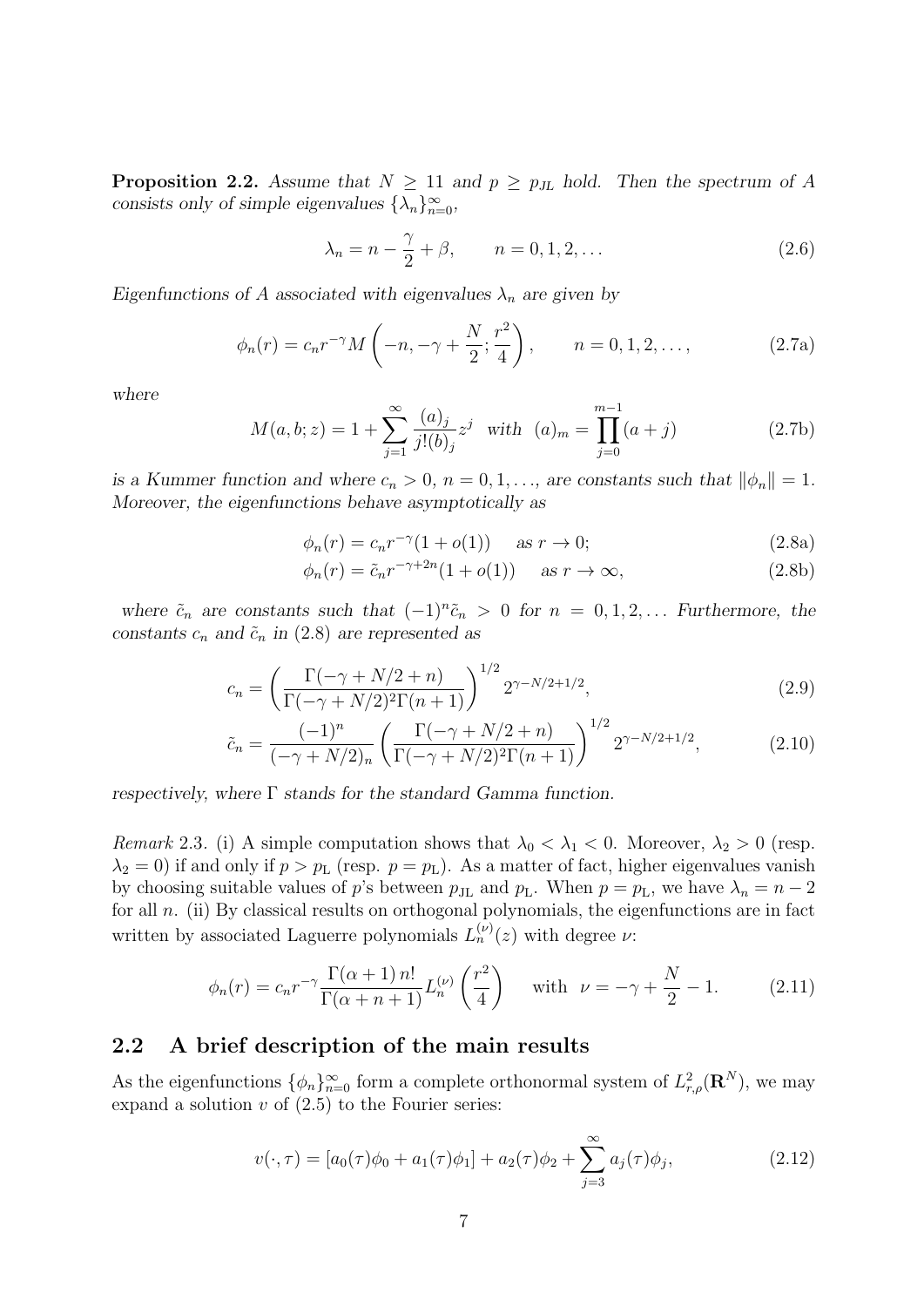**Proposition 2.2.** *Assume that $N \geq 11$ and $p \geq p_{\rm JL}$ hold. Then the spectrum of $A$ consists only of simple eigenvalues $\{\lambda_n\}_{n=0}^{\infty}$,*

$$\lambda_n = n - \frac{\gamma}{2} + \beta, \qquad n = 0, 1, 2, \dots \tag{2.6}$$

*Eigenfunctions of $A$ associated with eigenvalues $\lambda_n$ are given by*

$$\phi_n(r) = c_n r^{-\gamma} M\left(-n, -\gamma + \frac{N}{2}; \frac{r^2}{4}\right), \qquad n = 0, 1, 2, \dots, \tag{2.7a}$$

*where*

$$M(a, b; z) = 1 + \sum_{j=1}^{\infty} \frac{(a)_j}{j!(b)_j} z^j \quad \text{with} \quad (a)_m = \prod_{j=0}^{m-1}(a + j) \tag{2.7b}$$

*is a Kummer function and where $c_n > 0$, $n = 0, 1, \dots$, are constants such that $\|\phi_n\| = 1$. Moreover, the eigenfunctions behave asymptotically as*

$$\phi_n(r) = c_n r^{-\gamma}(1 + o(1)) \quad \text{as } r \to 0; \tag{2.8a}$$

$$\phi_n(r) = \tilde{c}_n r^{-\gamma+2n}(1 + o(1)) \quad \text{as } r \to \infty, \tag{2.8b}$$

*where $\tilde{c}_n$ are constants such that $(-1)^n \tilde{c}_n > 0$ for $n = 0, 1, 2, \dots$ Furthermore, the constants $c_n$ and $\tilde{c}_n$ in (2.8) are represented as*

$$c_n = \left(\frac{\Gamma(-\gamma + N/2 + n)}{\Gamma(-\gamma + N/2)^2 \Gamma(n + 1)}\right)^{1/2} 2^{\gamma - N/2 + 1/2}, \tag{2.9}$$

$$\tilde{c}_n = \frac{(-1)^n}{(-\gamma + N/2)_n}\left(\frac{\Gamma(-\gamma + N/2 + n)}{\Gamma(-\gamma + N/2)^2 \Gamma(n + 1)}\right)^{1/2} 2^{\gamma - N/2 + 1/2}, \tag{2.10}$$

*respectively, where $\Gamma$ stands for the standard Gamma function.*

*Remark* 2.3. (i) A simple computation shows that $\lambda_0 < \lambda_1 < 0$. Moreover, $\lambda_2 > 0$ (resp. $\lambda_2 = 0$) if and only if $p > p_{\rm L}$ (resp. $p = p_{\rm L}$). As a matter of fact, higher eigenvalues vanish by choosing suitable values of $p$'s between $p_{\rm JL}$ and $p_{\rm L}$. When $p = p_{\rm L}$, we have $\lambda_n = n - 2$ for all $n$. (ii) By classical results on orthogonal polynomials, the eigenfunctions are in fact written by associated Laguerre polynomials $L_n^{(\nu)}(z)$ with degree $\nu$:

$$\phi_n(r) = c_n r^{-\gamma} \frac{\Gamma(\alpha + 1)\, n!}{\Gamma(\alpha + n + 1)} L_n^{(\nu)}\left(\frac{r^2}{4}\right) \quad \text{with} \quad \nu = -\gamma + \frac{N}{2} - 1. \tag{2.11}$$

## 2.2 A brief description of the main results

As the eigenfunctions $\{\phi_n\}_{n=0}^{\infty}$ form a complete orthonormal system of $L^2_{r,\rho}(\mathbf{R}^N)$, we may expand a solution $v$ of (2.5) to the Fourier series:

$$v(\cdot, \tau) = [a_0(\tau)\phi_0 + a_1(\tau)\phi_1] + a_2(\tau)\phi_2 + \sum_{j=3}^{\infty} a_j(\tau)\phi_j, \tag{2.12}$$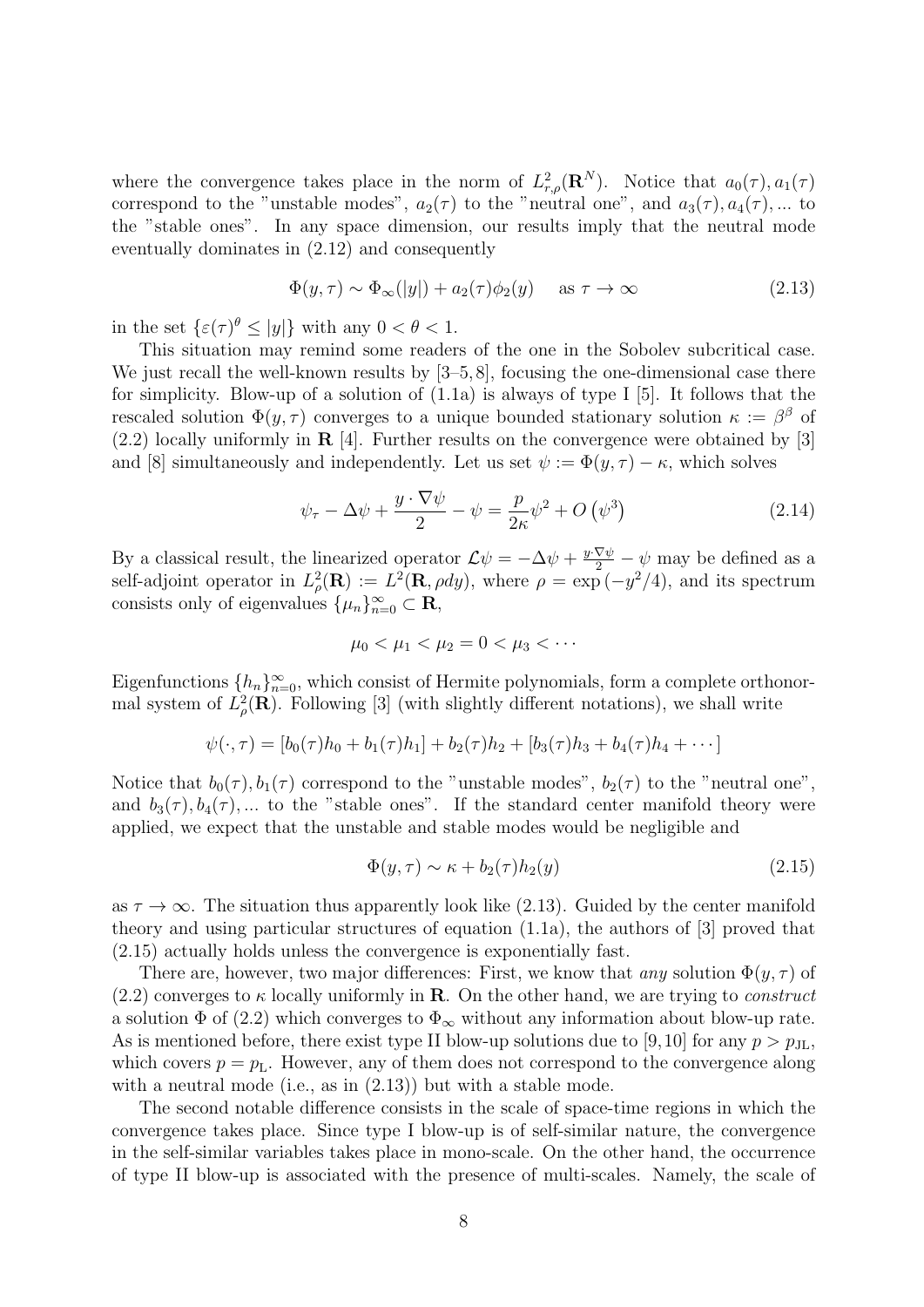where the convergence takes place in the norm of $L^2_{r,\rho}(\mathbf{R}^N)$. Notice that $a_0(\tau), a_1(\tau)$ correspond to the "unstable modes", $a_2(\tau)$ to the "neutral one", and $a_3(\tau), a_4(\tau), ...$ to the "stable ones". In any space dimension, our results imply that the neutral mode eventually dominates in (2.12) and consequently

$$\Phi(y,\tau) \sim \Phi_\infty(|y|) + a_2(\tau)\phi_2(y) \quad \text{ as } \tau \to \infty \tag{2.13}$$

in the set $\{\varepsilon(\tau)^\theta \leq |y|\}$ with any $0 < \theta < 1$.

This situation may remind some readers of the one in the Sobolev subcritical case. We just recall the well-known results by [3–5, 8], focusing the one-dimensional case there for simplicity. Blow-up of a solution of (1.1a) is always of type I [5]. It follows that the rescaled solution $\Phi(y,\tau)$ converges to a unique bounded stationary solution $\kappa := \beta^\beta$ of (2.2) locally uniformly in $\mathbf{R}$ [4]. Further results on the convergence were obtained by [3] and [8] simultaneously and independently. Let us set $\psi := \Phi(y,\tau) - \kappa$, which solves

$$\psi_\tau - \Delta\psi + \frac{y \cdot \nabla\psi}{2} - \psi = \frac{p}{2\kappa}\psi^2 + O\left(\psi^3\right) \tag{2.14}$$

By a classical result, the linearized operator $\mathcal{L}\psi = -\Delta\psi + \frac{y\cdot\nabla\psi}{2} - \psi$ may be defined as a self-adjoint operator in $L^2_\rho(\mathbf{R}) := L^2(\mathbf{R}, \rho dy)$, where $\rho = \exp(-y^2/4)$, and its spectrum consists only of eigenvalues $\{\mu_n\}_{n=0}^\infty \subset \mathbf{R}$,

$$\mu_0 < \mu_1 < \mu_2 = 0 < \mu_3 < \cdots$$

Eigenfunctions $\{h_n\}_{n=0}^\infty$, which consist of Hermite polynomials, form a complete orthonormal system of $L^2_\rho(\mathbf{R})$. Following [3] (with slightly different notations), we shall write

$$\psi(\cdot,\tau) = [b_0(\tau)h_0 + b_1(\tau)h_1] + b_2(\tau)h_2 + [b_3(\tau)h_3 + b_4(\tau)h_4 + \cdots]$$

Notice that $b_0(\tau), b_1(\tau)$ correspond to the "unstable modes", $b_2(\tau)$ to the "neutral one", and $b_3(\tau), b_4(\tau), ...$ to the "stable ones". If the standard center manifold theory were applied, we expect that the unstable and stable modes would be negligible and

$$\Phi(y,\tau) \sim \kappa + b_2(\tau)h_2(y) \tag{2.15}$$

as $\tau \to \infty$. The situation thus apparently look like (2.13). Guided by the center manifold theory and using particular structures of equation (1.1a), the authors of [3] proved that (2.15) actually holds unless the convergence is exponentially fast.

There are, however, two major differences: First, we know that *any* solution $\Phi(y,\tau)$ of (2.2) converges to $\kappa$ locally uniformly in $\mathbf{R}$. On the other hand, we are trying to *construct* a solution $\Phi$ of (2.2) which converges to $\Phi_\infty$ without any information about blow-up rate. As is mentioned before, there exist type II blow-up solutions due to [9, 10] for any $p > p_{\text{JL}}$, which covers $p = p_{\text{L}}$. However, any of them does not correspond to the convergence along with a neutral mode (i.e., as in (2.13)) but with a stable mode.

The second notable difference consists in the scale of space-time regions in which the convergence takes place. Since type I blow-up is of self-similar nature, the convergence in the self-similar variables takes place in mono-scale. On the other hand, the occurrence of type II blow-up is associated with the presence of multi-scales. Namely, the scale of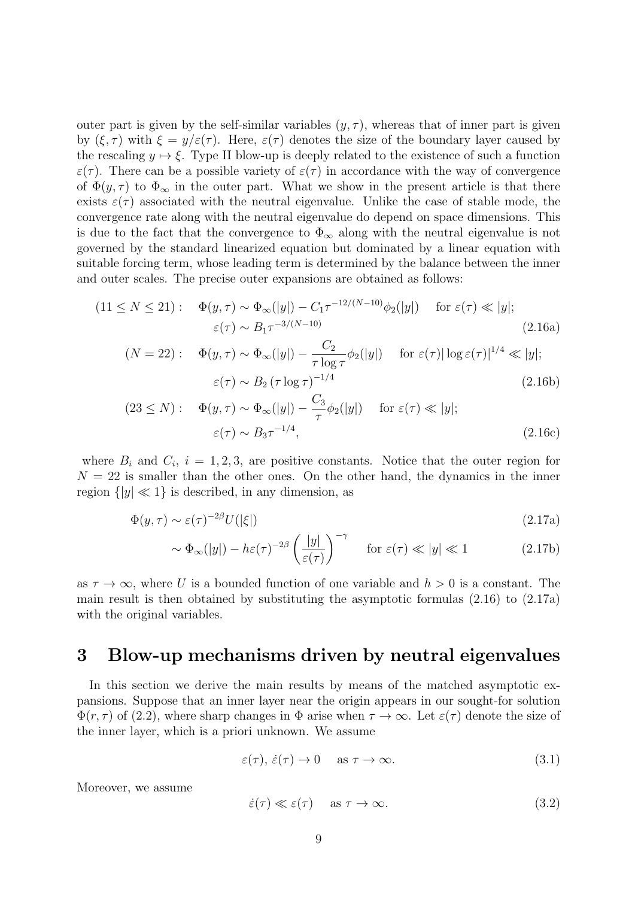outer part is given by the self-similar variables $(y, \tau)$, whereas that of inner part is given by $(\xi, \tau)$ with $\xi = y/\varepsilon(\tau)$. Here, $\varepsilon(\tau)$ denotes the size of the boundary layer caused by the rescaling $y \mapsto \xi$. Type II blow-up is deeply related to the existence of such a function $\varepsilon(\tau)$. There can be a possible variety of $\varepsilon(\tau)$ in accordance with the way of convergence of $\Phi(y, \tau)$ to $\Phi_\infty$ in the outer part. What we show in the present article is that there exists $\varepsilon(\tau)$ associated with the neutral eigenvalue. Unlike the case of stable mode, the convergence rate along with the neutral eigenvalue do depend on space dimensions. This is due to the fact that the convergence to $\Phi_\infty$ along with the neutral eigenvalue is not governed by the standard linearized equation but dominated by a linear equation with suitable forcing term, whose leading term is determined by the balance between the inner and outer scales. The precise outer expansions are obtained as follows:

$$
\begin{aligned}
(11 \le N \le 21): \quad & \Phi(y,\tau) \sim \Phi_\infty(|y|) - C_1 \tau^{-12/(N-10)} \phi_2(|y|) \quad \text{for } \varepsilon(\tau) \ll |y|; \\
& \varepsilon(\tau) \sim B_1 \tau^{-3/(N-10)} \qquad \text{(2.16a)}
\end{aligned}
$$

$$
\begin{aligned}
(N = 22): \quad & \Phi(y,\tau) \sim \Phi_\infty(|y|) - \frac{C_2}{\tau \log \tau} \phi_2(|y|) \quad \text{for } \varepsilon(\tau) |\log \varepsilon(\tau)|^{1/4} \ll |y|; \\
& \varepsilon(\tau) \sim B_2 (\tau \log \tau)^{-1/4} \qquad \text{(2.16b)}
\end{aligned}
$$

$$
\begin{aligned}
(23 \le N): \quad & \Phi(y,\tau) \sim \Phi_\infty(|y|) - \frac{C_3}{\tau} \phi_2(|y|) \quad \text{for } \varepsilon(\tau) \ll |y|; \\
& \varepsilon(\tau) \sim B_3 \tau^{-1/4}, \qquad \text{(2.16c)}
\end{aligned}
$$

where $B_i$ and $C_i$, $i = 1, 2, 3$, are positive constants. Notice that the outer region for $N = 22$ is smaller than the other ones. On the other hand, the dynamics in the inner region $\{|y| \ll 1\}$ is described, in any dimension, as

$$
\Phi(y,\tau) \sim \varepsilon(\tau)^{-2\beta} U(|\xi|) \qquad \text{(2.17a)}
$$

$$
\sim \Phi_\infty(|y|) - h \varepsilon(\tau)^{-2\beta} \left( \frac{|y|}{\varepsilon(\tau)} \right)^{-\gamma} \quad \text{for } \varepsilon(\tau) \ll |y| \ll 1 \qquad \text{(2.17b)}
$$

as $\tau \to \infty$, where $U$ is a bounded function of one variable and $h > 0$ is a constant. The main result is then obtained by substituting the asymptotic formulas (2.16) to (2.17a) with the original variables.

# 3 Blow-up mechanisms driven by neutral eigenvalues

In this section we derive the main results by means of the matched asymptotic expansions. Suppose that an inner layer near the origin appears in our sought-for solution $\Phi(r, \tau)$ of (2.2), where sharp changes in $\Phi$ arise when $\tau \to \infty$. Let $\varepsilon(\tau)$ denote the size of the inner layer, which is a priori unknown. We assume

$$
\varepsilon(\tau),\ \dot{\varepsilon}(\tau) \to 0 \quad \text{as } \tau \to \infty. \qquad \text{(3.1)}
$$

Moreover, we assume

$$
\dot{\varepsilon}(\tau) \ll \varepsilon(\tau) \quad \text{as } \tau \to \infty. \qquad \text{(3.2)}
$$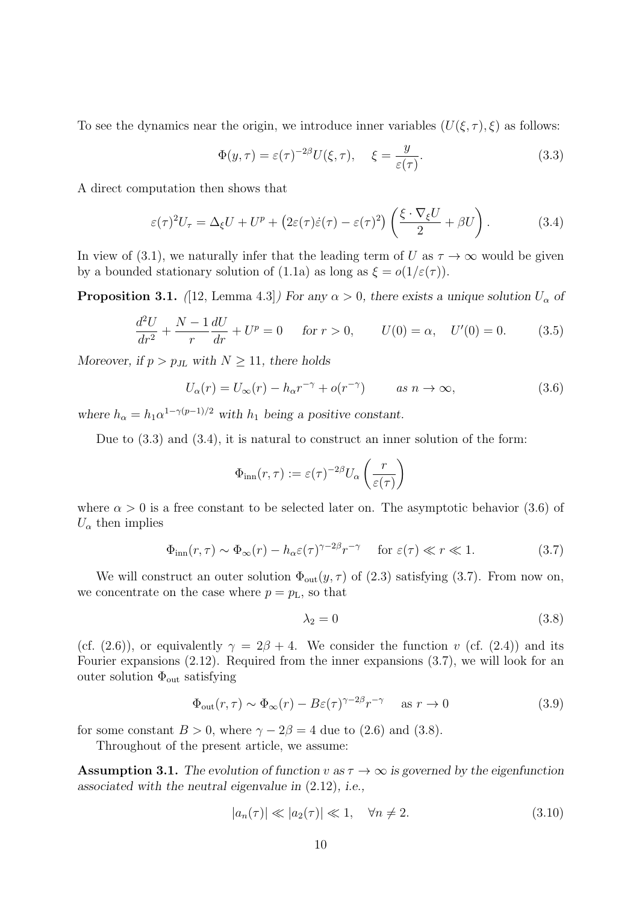To see the dynamics near the origin, we introduce inner variables $(U(\xi,\tau),\xi)$ as follows:

$$\Phi(y,\tau) = \varepsilon(\tau)^{-2\beta} U(\xi,\tau), \quad \xi = \frac{y}{\varepsilon(\tau)}. \tag{3.3}$$

A direct computation then shows that

$$\varepsilon(\tau)^2 U_\tau = \Delta_\xi U + U^p + \left(2\varepsilon(\tau)\dot{\varepsilon}(\tau) - \varepsilon(\tau)^2\right)\left(\frac{\xi\cdot\nabla_\xi U}{2} + \beta U\right). \tag{3.4}$$

In view of (3.1), we naturally infer that the leading term of $U$ as $\tau\to\infty$ would be given by a bounded stationary solution of (1.1a) as long as $\xi = o(1/\varepsilon(\tau))$.

**Proposition 3.1.** *([12, Lemma 4.3]) For any $\alpha>0$, there exists a unique solution $U_\alpha$ of*

$$\frac{d^2U}{dr^2} + \frac{N-1}{r}\frac{dU}{dr} + U^p = 0 \quad \text{for } r>0, \qquad U(0)=\alpha, \quad U'(0)=0. \tag{3.5}$$

*Moreover, if $p>p_{JL}$ with $N\geq 11$, there holds*

$$U_\alpha(r) = U_\infty(r) - h_\alpha r^{-\gamma} + o(r^{-\gamma}) \qquad \text{as } n\to\infty, \tag{3.6}$$

*where $h_\alpha = h_1\alpha^{1-\gamma(p-1)/2}$ with $h_1$ being a positive constant.*

Due to (3.3) and (3.4), it is natural to construct an inner solution of the form:

$$\Phi_{\rm inn}(r,\tau) := \varepsilon(\tau)^{-2\beta} U_\alpha\left(\frac{r}{\varepsilon(\tau)}\right)$$

where $\alpha>0$ is a free constant to be selected later on. The asymptotic behavior (3.6) of $U_\alpha$ then implies

$$\Phi_{\rm inn}(r,\tau) \sim \Phi_\infty(r) - h_\alpha \varepsilon(\tau)^{\gamma-2\beta} r^{-\gamma} \quad \text{ for } \varepsilon(\tau)\ll r\ll 1. \tag{3.7}$$

We will construct an outer solution $\Phi_{\rm out}(y,\tau)$ of (2.3) satisfying (3.7). From now on, we concentrate on the case where $p=p_{\rm L}$, so that

$$\lambda_2 = 0 \tag{3.8}$$

(cf. (2.6)), or equivalently $\gamma = 2\beta+4$. We consider the function $v$ (cf. (2.4)) and its Fourier expansions (2.12). Required from the inner expansions (3.7), we will look for an outer solution $\Phi_{\rm out}$ satisfying

$$\Phi_{\rm out}(r,\tau) \sim \Phi_\infty(r) - B\varepsilon(\tau)^{\gamma-2\beta} r^{-\gamma} \quad \text{ as } r\to 0 \tag{3.9}$$

for some constant $B>0$, where $\gamma - 2\beta = 4$ due to (2.6) and (3.8).

Throughout of the present article, we assume:

**Assumption 3.1.** *The evolution of function $v$ as $\tau\to\infty$ is governed by the eigenfunction associated with the neutral eigenvalue in (2.12), i.e.,*

$$|a_n(\tau)| \ll |a_2(\tau)| \ll 1, \quad \forall n\neq 2. \tag{3.10}$$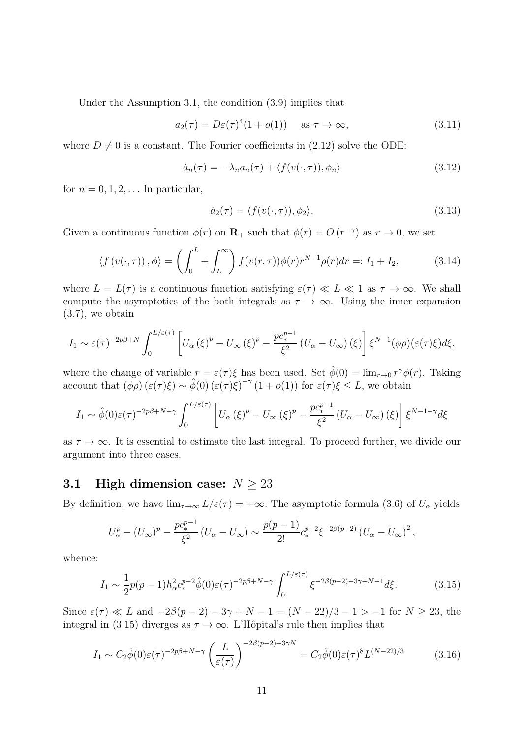Under the Assumption 3.1, the condition (3.9) implies that

$$a_2(\tau) = D\varepsilon(\tau)^4(1 + o(1)) \quad \text{as } \tau \to \infty, \tag{3.11}$$

where $D \neq 0$ is a constant. The Fourier coefficients in (2.12) solve the ODE:

$$\dot{a}_n(\tau) = -\lambda_n a_n(\tau) + \langle f(v(\cdot, \tau)), \phi_n \rangle \tag{3.12}$$

for $n = 0, 1, 2, \dots$ In particular,

$$\dot{a}_2(\tau) = \langle f(v(\cdot, \tau)), \phi_2 \rangle. \tag{3.13}$$

Given a continuous function $\phi(r)$ on $\mathbf{R}_+$ such that $\phi(r) = O(r^{-\gamma})$ as $r \to 0$, we set

$$\langle f(v(\cdot, \tau)), \phi \rangle = \left( \int_0^L + \int_L^\infty \right) f(v(r, \tau)) \phi(r) r^{N-1} \rho(r) dr =: I_1 + I_2, \tag{3.14}$$

where $L = L(\tau)$ is a continuous function satisfying $\varepsilon(\tau) \ll L \ll 1$ as $\tau \to \infty$. We shall compute the asymptotics of the both integrals as $\tau \to \infty$. Using the inner expansion (3.7), we obtain

$$I_1 \sim \varepsilon(\tau)^{-2p\beta+N} \int_0^{L/\varepsilon(\tau)} \left[ U_\alpha(\xi)^p - U_\infty(\xi)^p - \frac{pc_*^{p-1}}{\xi^2} (U_\alpha - U_\infty)(\xi) \right] \xi^{N-1} (\phi\rho)(\varepsilon(\tau)\xi) d\xi,$$

where the change of variable $r = \varepsilon(\tau)\xi$ has been used. Set $\hat{\phi}(0) = \lim_{r \to 0} r^\gamma \phi(r)$. Taking account that $(\phi\rho)(\varepsilon(\tau)\xi) \sim \hat{\phi}(0) (\varepsilon(\tau)\xi)^{-\gamma} (1 + o(1))$ for $\varepsilon(\tau)\xi \le L$, we obtain

$$I_1 \sim \hat{\phi}(0) \varepsilon(\tau)^{-2p\beta+N-\gamma} \int_0^{L/\varepsilon(\tau)} \left[ U_\alpha(\xi)^p - U_\infty(\xi)^p - \frac{pc_*^{p-1}}{\xi^2} (U_\alpha - U_\infty)(\xi) \right] \xi^{N-1-\gamma} d\xi$$

as $\tau \to \infty$. It is essential to estimate the last integral. To proceed further, we divide our argument into three cases.

## 3.1 High dimension case: $N \geq 23$

By definition, we have $\lim_{\tau\to\infty} L/\varepsilon(\tau) = +\infty$. The asymptotic formula (3.6) of $U_\alpha$ yields

$$U_\alpha^p - (U_\infty)^p - \frac{pc_*^{p-1}}{\xi^2} (U_\alpha - U_\infty) \sim \frac{p(p-1)}{2!} c_*^{p-2} \xi^{-2\beta(p-2)} (U_\alpha - U_\infty)^2,$$

whence:

$$I_1 \sim \frac{1}{2} p(p-1) h_\alpha^2 c_*^{p-2} \hat{\phi}(0) \varepsilon(\tau)^{-2p\beta+N-\gamma} \int_0^{L/\varepsilon(\tau)} \xi^{-2\beta(p-2)-3\gamma+N-1} d\xi. \tag{3.15}$$

Since $\varepsilon(\tau) \ll L$ and $-2\beta(p-2) - 3\gamma + N - 1 = (N-22)/3 - 1 > -1$ for $N \geq 23$, the integral in (3.15) diverges as $\tau \to \infty$. L'Hôpital's rule then implies that

$$I_1 \sim C_2 \hat{\phi}(0) \varepsilon(\tau)^{-2p\beta+N-\gamma} \left( \frac{L}{\varepsilon(\tau)} \right)^{-2\beta(p-2)-3\gamma N} = C_2 \hat{\phi}(0) \varepsilon(\tau)^8 L^{(N-22)/3} \tag{3.16}$$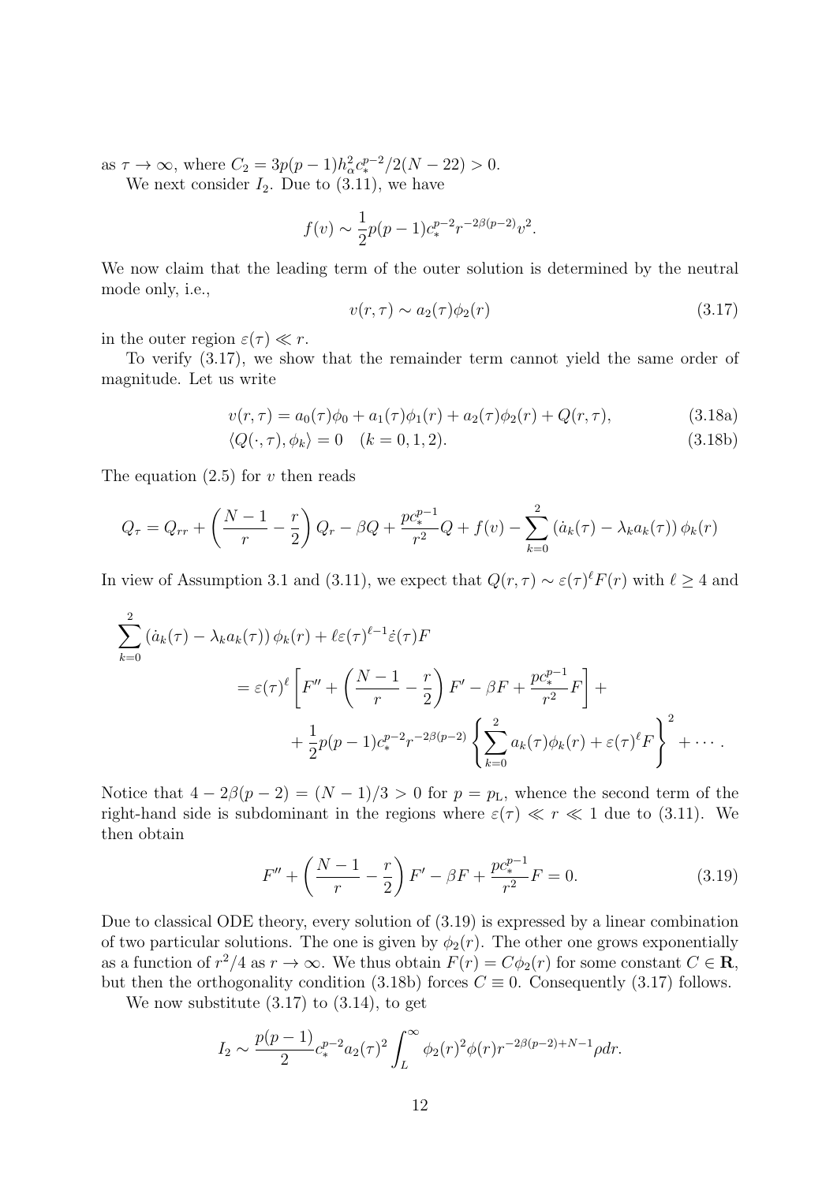as $\tau \to \infty$, where $C_2 = 3p(p-1)h_\alpha^2 c_*^{p-2}/2(N-22) > 0$.

We next consider $I_2$. Due to (3.11), we have

$$f(v) \sim \frac{1}{2}p(p-1)c_*^{p-2}r^{-2\beta(p-2)}v^2.$$

We now claim that the leading term of the outer solution is determined by the neutral mode only, i.e.,

$$v(r,\tau) \sim a_2(\tau)\phi_2(r) \tag{3.17}$$

in the outer region $\varepsilon(\tau) \ll r$.

To verify (3.17), we show that the remainder term cannot yield the same order of magnitude. Let us write

$$v(r,\tau) = a_0(\tau)\phi_0 + a_1(\tau)\phi_1(r) + a_2(\tau)\phi_2(r) + Q(r,\tau), \tag{3.18a}$$

$$\langle Q(\cdot,\tau), \phi_k\rangle = 0 \quad (k = 0, 1, 2). \tag{3.18b}$$

The equation (2.5) for $v$ then reads

$$Q_\tau = Q_{rr} + \left(\frac{N-1}{r} - \frac{r}{2}\right)Q_r - \beta Q + \frac{pc_*^{p-1}}{r^2}Q + f(v) - \sum_{k=0}^{2}\left(\dot a_k(\tau) - \lambda_k a_k(\tau)\right)\phi_k(r)$$

In view of Assumption 3.1 and (3.11), we expect that $Q(r,\tau) \sim \varepsilon(\tau)^\ell F(r)$ with $\ell \geq 4$ and

$$\begin{aligned}
\sum_{k=0}^{2}\left(\dot a_k(\tau) - \lambda_k a_k(\tau)\right)\phi_k(r) &+ \ell\varepsilon(\tau)^{\ell-1}\dot\varepsilon(\tau)F \\
&= \varepsilon(\tau)^\ell\left[F'' + \left(\frac{N-1}{r} - \frac{r}{2}\right)F' - \beta F + \frac{pc_*^{p-1}}{r^2}F\right] + \\
&\quad + \frac{1}{2}p(p-1)c_*^{p-2}r^{-2\beta(p-2)}\left\{\sum_{k=0}^{2}a_k(\tau)\phi_k(r) + \varepsilon(\tau)^\ell F\right\}^2 + \cdots.
\end{aligned}$$

Notice that $4 - 2\beta(p-2) = (N-1)/3 > 0$ for $p = p_{\rm L}$, whence the second term of the right-hand side is subdominant in the regions where $\varepsilon(\tau) \ll r \ll 1$ due to (3.11). We then obtain

$$F'' + \left(\frac{N-1}{r} - \frac{r}{2}\right)F' - \beta F + \frac{pc_*^{p-1}}{r^2}F = 0. \tag{3.19}$$

Due to classical ODE theory, every solution of (3.19) is expressed by a linear combination of two particular solutions. The one is given by $\phi_2(r)$. The other one grows exponentially as a function of $r^2/4$ as $r \to \infty$. We thus obtain $F(r) = C\phi_2(r)$ for some constant $C \in \mathbf{R}$, but then the orthogonality condition (3.18b) forces $C \equiv 0$. Consequently (3.17) follows.

We now substitute (3.17) to (3.14), to get

$$I_2 \sim \frac{p(p-1)}{2}c_*^{p-2}a_2(\tau)^2\int_L^\infty \phi_2(r)^2\phi(r)r^{-2\beta(p-2)+N-1}\rho dr.$$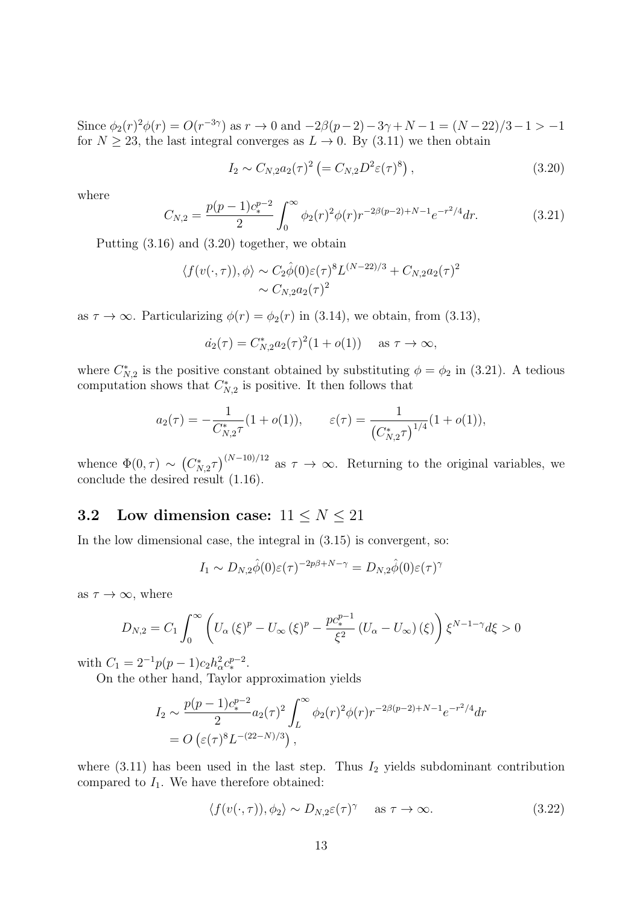Since $\phi_2(r)^2\phi(r) = O(r^{-3\gamma})$ as $r \to 0$ and $-2\beta(p-2) - 3\gamma + N - 1 = (N-22)/3 - 1 > -1$ for $N \geq 23$, the last integral converges as $L \to 0$. By (3.11) we then obtain

$$I_2 \sim C_{N,2} a_2(\tau)^2 \left(= C_{N,2} D^2 \varepsilon(\tau)^8\right), \tag{3.20}$$

where

$$C_{N,2} = \frac{p(p-1)c_*^{p-2}}{2} \int_0^\infty \phi_2(r)^2 \phi(r) r^{-2\beta(p-2)+N-1} e^{-r^2/4} dr. \tag{3.21}$$

Putting (3.16) and (3.20) together, we obtain

$$\begin{aligned}
\langle f(v(\cdot,\tau)), \phi \rangle &\sim C_2 \hat{\phi}(0) \varepsilon(\tau)^8 L^{(N-22)/3} + C_{N,2} a_2(\tau)^2 \\
&\sim C_{N,2} a_2(\tau)^2
\end{aligned}$$

as $\tau \to \infty$. Particularizing $\phi(r) = \phi_2(r)$ in (3.14), we obtain, from (3.13),

$$\dot{a_2}(\tau) = C_{N,2}^* a_2(\tau)^2 (1 + o(1)) \quad \text{ as } \tau \to \infty,$$

where $C_{N,2}^*$ is the positive constant obtained by substituting $\phi = \phi_2$ in (3.21). A tedious computation shows that $C_{N,2}^*$ is positive. It then follows that

$$a_2(\tau) = -\frac{1}{C_{N,2}^* \tau}(1 + o(1)), \qquad \varepsilon(\tau) = \frac{1}{\left(C_{N,2}^* \tau\right)^{1/4}}(1 + o(1)),$$

whence $\Phi(0,\tau) \sim \left(C_{N,2}^* \tau\right)^{(N-10)/12}$ as $\tau \to \infty$. Returning to the original variables, we conclude the desired result (1.16).

### 3.2 Low dimension case: $11 \leq N \leq 21$

In the low dimensional case, the integral in (3.15) is convergent, so:

$$I_1 \sim D_{N,2} \hat{\phi}(0) \varepsilon(\tau)^{-2p\beta + N - \gamma} = D_{N,2} \hat{\phi}(0) \varepsilon(\tau)^\gamma$$

as $\tau \to \infty$, where

$$D_{N,2} = C_1 \int_0^\infty \left( U_\alpha(\xi)^p - U_\infty(\xi)^p - \frac{p c_*^{p-1}}{\xi^2} \left(U_\alpha - U_\infty\right)(\xi) \right) \xi^{N-1-\gamma} d\xi > 0$$

with $C_1 = 2^{-1} p(p-1) c_2 h_\alpha^2 c_*^{p-2}$.

On the other hand, Taylor approximation yields

$$\begin{aligned}
I_2 &\sim \frac{p(p-1)c_*^{p-2}}{2} a_2(\tau)^2 \int_L^\infty \phi_2(r)^2 \phi(r) r^{-2\beta(p-2)+N-1} e^{-r^2/4} dr \\
&= O\left(\varepsilon(\tau)^8 L^{-(22-N)/3}\right),
\end{aligned}$$

where (3.11) has been used in the last step. Thus $I_2$ yields subdominant contribution compared to $I_1$. We have therefore obtained:

$$\langle f(v(\cdot,\tau)), \phi_2 \rangle \sim D_{N,2} \varepsilon(\tau)^\gamma \quad \text{ as } \tau \to \infty. \tag{3.22}$$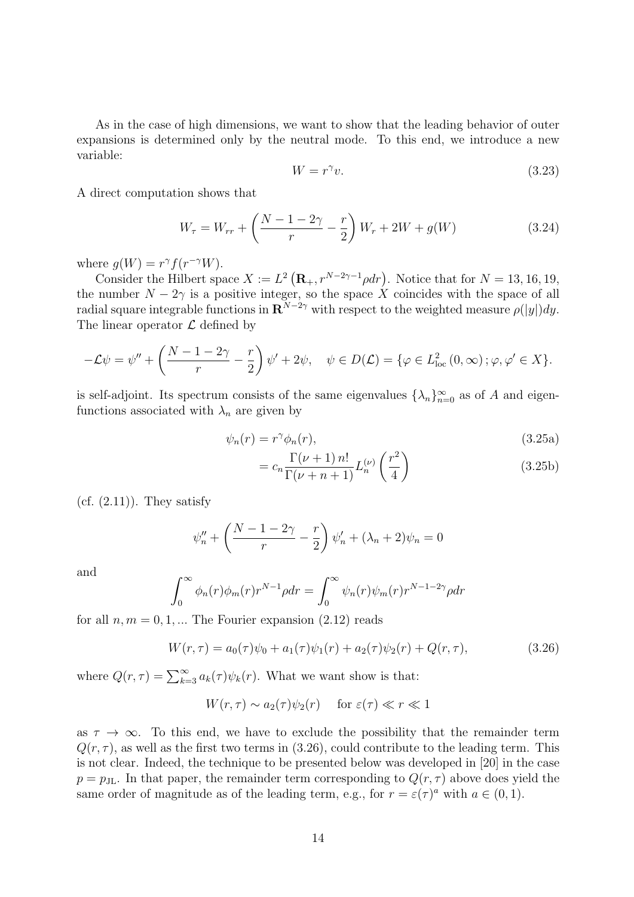As in the case of high dimensions, we want to show that the leading behavior of outer expansions is determined only by the neutral mode. To this end, we introduce a new variable:

$$W = r^{\gamma} v. \tag{3.23}$$

A direct computation shows that

$$W_\tau = W_{rr} + \left( \frac{N-1-2\gamma}{r} - \frac{r}{2} \right) W_r + 2W + g(W) \tag{3.24}$$

where $g(W) = r^{\gamma} f(r^{-\gamma} W)$.

Consider the Hilbert space $X := L^2 \left( \mathbf{R}_+, r^{N-2\gamma-1} \rho dr \right)$. Notice that for $N = 13, 16, 19$, the number $N - 2\gamma$ is a positive integer, so the space $X$ coincides with the space of all radial square integrable functions in $\mathbf{R}^{N-2\gamma}$ with respect to the weighted measure $\rho(|y|)dy$. The linear operator $\mathcal{L}$ defined by

$$-\mathcal{L}\psi = \psi'' + \left( \frac{N-1-2\gamma}{r} - \frac{r}{2} \right) \psi' + 2\psi, \quad \psi \in D(\mathcal{L}) = \{ \varphi \in L^2_{\rm loc}(0,\infty); \varphi, \varphi' \in X \}.$$

is self-adjoint. Its spectrum consists of the same eigenvalues $\{\lambda_n\}_{n=0}^{\infty}$ as of $A$ and eigenfunctions associated with $\lambda_n$ are given by

$$\psi_n(r) = r^{\gamma} \phi_n(r), \tag{3.25a}$$

$$= c_n \frac{\Gamma(\nu+1)\, n!}{\Gamma(\nu+n+1)} L_n^{(\nu)} \left( \frac{r^2}{4} \right) \tag{3.25b}$$

(cf. (2.11)). They satisfy

$$\psi_n'' + \left( \frac{N-1-2\gamma}{r} - \frac{r}{2} \right) \psi_n' + (\lambda_n + 2)\psi_n = 0$$

and

$$\int_0^\infty \phi_n(r)\phi_m(r) r^{N-1} \rho dr = \int_0^\infty \psi_n(r)\psi_m(r) r^{N-1-2\gamma} \rho dr$$

for all $n, m = 0, 1, \ldots$ The Fourier expansion (2.12) reads

$$W(r,\tau) = a_0(\tau)\psi_0 + a_1(\tau)\psi_1(r) + a_2(\tau)\psi_2(r) + Q(r,\tau), \tag{3.26}$$

where $Q(r,\tau) = \sum_{k=3}^{\infty} a_k(\tau)\psi_k(r)$. What we want show is that:

$$W(r,\tau) \sim a_2(\tau)\psi_2(r) \quad \text{ for } \varepsilon(\tau) \ll r \ll 1$$

as $\tau \to \infty$. To this end, we have to exclude the possibility that the remainder term $Q(r,\tau)$, as well as the first two terms in (3.26), could contribute to the leading term. This is not clear. Indeed, the technique to be presented below was developed in [20] in the case $p = p_{\rm JL}$. In that paper, the remainder term corresponding to $Q(r,\tau)$ above does yield the same order of magnitude as of the leading term, e.g., for $r = \varepsilon(\tau)^a$ with $a \in (0,1)$.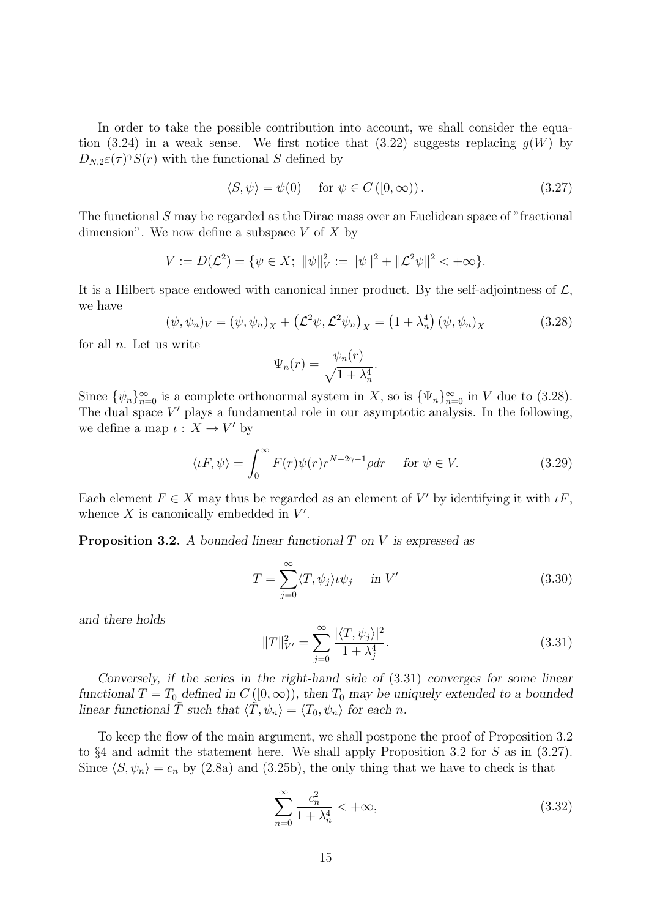In order to take the possible contribution into account, we shall consider the equation (3.24) in a weak sense. We first notice that (3.22) suggests replacing $g(W)$ by $D_{N,2}\varepsilon(\tau)^{\gamma}S(r)$ with the functional $S$ defined by

$$\langle S, \psi\rangle = \psi(0) \quad \text{ for } \psi \in C\left([0,\infty)\right). \tag{3.27}$$

The functional $S$ may be regarded as the Dirac mass over an Euclidean space of "fractional dimension". We now define a subspace $V$ of $X$ by

$$V := D(\mathcal{L}^2) = \{\psi \in X;\ \|\psi\|_V^2 := \|\psi\|^2 + \|\mathcal{L}^2\psi\|^2 < +\infty\}.$$

It is a Hilbert space endowed with canonical inner product. By the self-adjointness of $\mathcal{L}$, we have

$$(\psi, \psi_n)_V = (\psi, \psi_n)_X + \left(\mathcal{L}^2\psi, \mathcal{L}^2\psi_n\right)_X = \left(1+\lambda_n^4\right)(\psi,\psi_n)_X \tag{3.28}$$

for all $n$. Let us write

$$\Psi_n(r) = \frac{\psi_n(r)}{\sqrt{1+\lambda_n^4}}.$$

Since $\{\psi_n\}_{n=0}^{\infty}$ is a complete orthonormal system in $X$, so is $\{\Psi_n\}_{n=0}^{\infty}$ in $V$ due to (3.28). The dual space $V'$ plays a fundamental role in our asymptotic analysis. In the following, we define a map $\iota:\ X \to V'$ by

$$\langle \iota F, \psi\rangle = \int_0^{\infty} F(r)\psi(r) r^{N-2\gamma-1}\rho dr \quad \text{ for } \psi \in V. \tag{3.29}$$

Each element $F \in X$ may thus be regarded as an element of $V'$ by identifying it with $\iota F$, whence $X$ is canonically embedded in $V'$.

**Proposition 3.2.** *A bounded linear functional $T$ on $V$ is expressed as*

$$T = \sum_{j=0}^{\infty} \langle T, \psi_j\rangle \iota\psi_j \quad \text{ in } V' \tag{3.30}$$

*and there holds*

$$\|T\|_{V'}^2 = \sum_{j=0}^{\infty} \frac{|\langle T, \psi_j\rangle|^2}{1+\lambda_j^4}. \tag{3.31}$$

*Conversely, if the series in the right-hand side of (3.31) converges for some linear functional $T = T_0$ defined in $C\left([0,\infty)\right)$, then $T_0$ may be uniquely extended to a bounded linear functional $\tilde{T}$ such that $\langle \tilde{T}, \psi_n\rangle = \langle T_0, \psi_n\rangle$ for each $n$.*

To keep the flow of the main argument, we shall postpone the proof of Proposition 3.2 to §4 and admit the statement here. We shall apply Proposition 3.2 for $S$ as in (3.27). Since $\langle S, \psi_n\rangle = c_n$ by (2.8a) and (3.25b), the only thing that we have to check is that

$$\sum_{n=0}^{\infty} \frac{c_n^2}{1+\lambda_n^4} < +\infty, \tag{3.32}$$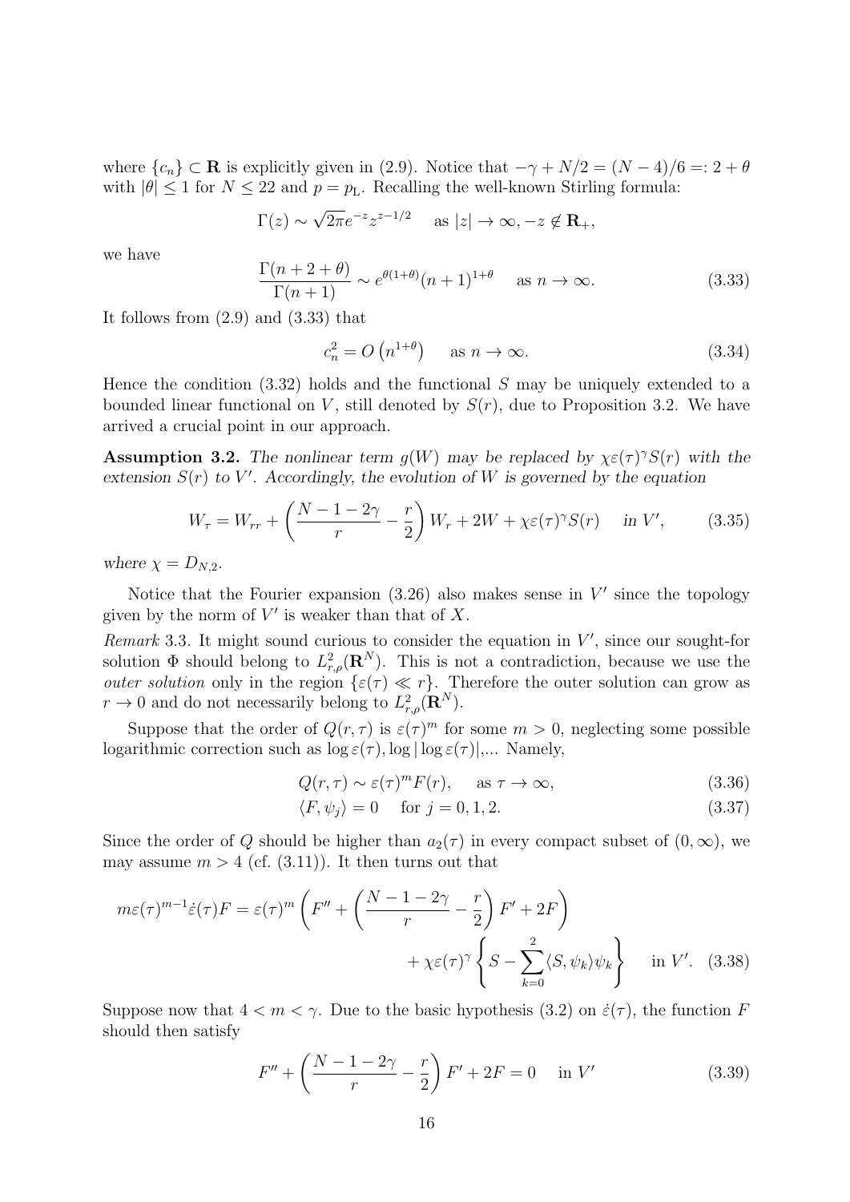where $\{c_n\} \subset \mathbf{R}$ is explicitly given in (2.9). Notice that $-\gamma + N/2 = (N-4)/6 =: 2 + \theta$ with $|\theta| \leq 1$ for $N \leq 22$ and $p = p_{\mathrm{L}}$. Recalling the well-known Stirling formula:

$$\Gamma(z) \sim \sqrt{2\pi} e^{-z} z^{z-1/2} \quad \text{ as } |z| \to \infty, -z \notin \mathbf{R}_+,$$

we have

$$\frac{\Gamma(n+2+\theta)}{\Gamma(n+1)} \sim e^{\theta(1+\theta)} (n+1)^{1+\theta} \quad \text{ as } n \to \infty. \tag{3.33}$$

It follows from (2.9) and (3.33) that

$$c_n^2 = O\left(n^{1+\theta}\right) \quad \text{ as } n \to \infty. \tag{3.34}$$

Hence the condition (3.32) holds and the functional $S$ may be uniquely extended to a bounded linear functional on $V$, still denoted by $S(r)$, due to Proposition 3.2. We have arrived a crucial point in our approach.

**Assumption 3.2.** *The nonlinear term $g(W)$ may be replaced by $\chi\varepsilon(\tau)^\gamma S(r)$ with the extension $S(r)$ to $V'$. Accordingly, the evolution of $W$ is governed by the equation*

$$W_\tau = W_{rr} + \left(\frac{N-1-2\gamma}{r} - \frac{r}{2}\right) W_r + 2W + \chi\varepsilon(\tau)^\gamma S(r) \quad \text{ in } V', \tag{3.35}$$

*where $\chi = D_{N,2}$.*

Notice that the Fourier expansion (3.26) also makes sense in $V'$ since the topology given by the norm of $V'$ is weaker than that of $X$.

*Remark* 3.3. It might sound curious to consider the equation in $V'$, since our sought-for solution $\Phi$ should belong to $L^2_{r,\rho}(\mathbf{R}^N)$. This is not a contradiction, because we use the *outer solution* only in the region $\{\varepsilon(\tau) \ll r\}$. Therefore the outer solution can grow as $r \to 0$ and do not necessarily belong to $L^2_{r,\rho}(\mathbf{R}^N)$.

Suppose that the order of $Q(r,\tau)$ is $\varepsilon(\tau)^m$ for some $m > 0$, neglecting some possible logarithmic correction such as $\log \varepsilon(\tau), \log|\log \varepsilon(\tau)|$,... Namely,

$$Q(r,\tau) \sim \varepsilon(\tau)^m F(r), \quad \text{ as } \tau \to \infty, \tag{3.36}$$

$$\langle F, \psi_j \rangle = 0 \quad \text{ for } j = 0, 1, 2. \tag{3.37}$$

Since the order of $Q$ should be higher than $a_2(\tau)$ in every compact subset of $(0,\infty)$, we may assume $m > 4$ (cf. (3.11)). It then turns out that

$$m\varepsilon(\tau)^{m-1}\dot{\varepsilon}(\tau)F = \varepsilon(\tau)^m \left(F'' + \left(\frac{N-1-2\gamma}{r} - \frac{r}{2}\right)F' + 2F\right) + \chi\varepsilon(\tau)^\gamma \left\{S - \sum_{k=0}^{2} \langle S, \psi_k \rangle \psi_k\right\} \quad \text{ in } V'. \tag{3.38}$$

Suppose now that $4 < m < \gamma$. Due to the basic hypothesis (3.2) on $\dot{\varepsilon}(\tau)$, the function $F$ should then satisfy

$$F'' + \left(\frac{N-1-2\gamma}{r} - \frac{r}{2}\right)F' + 2F = 0 \quad \text{ in } V' \tag{3.39}$$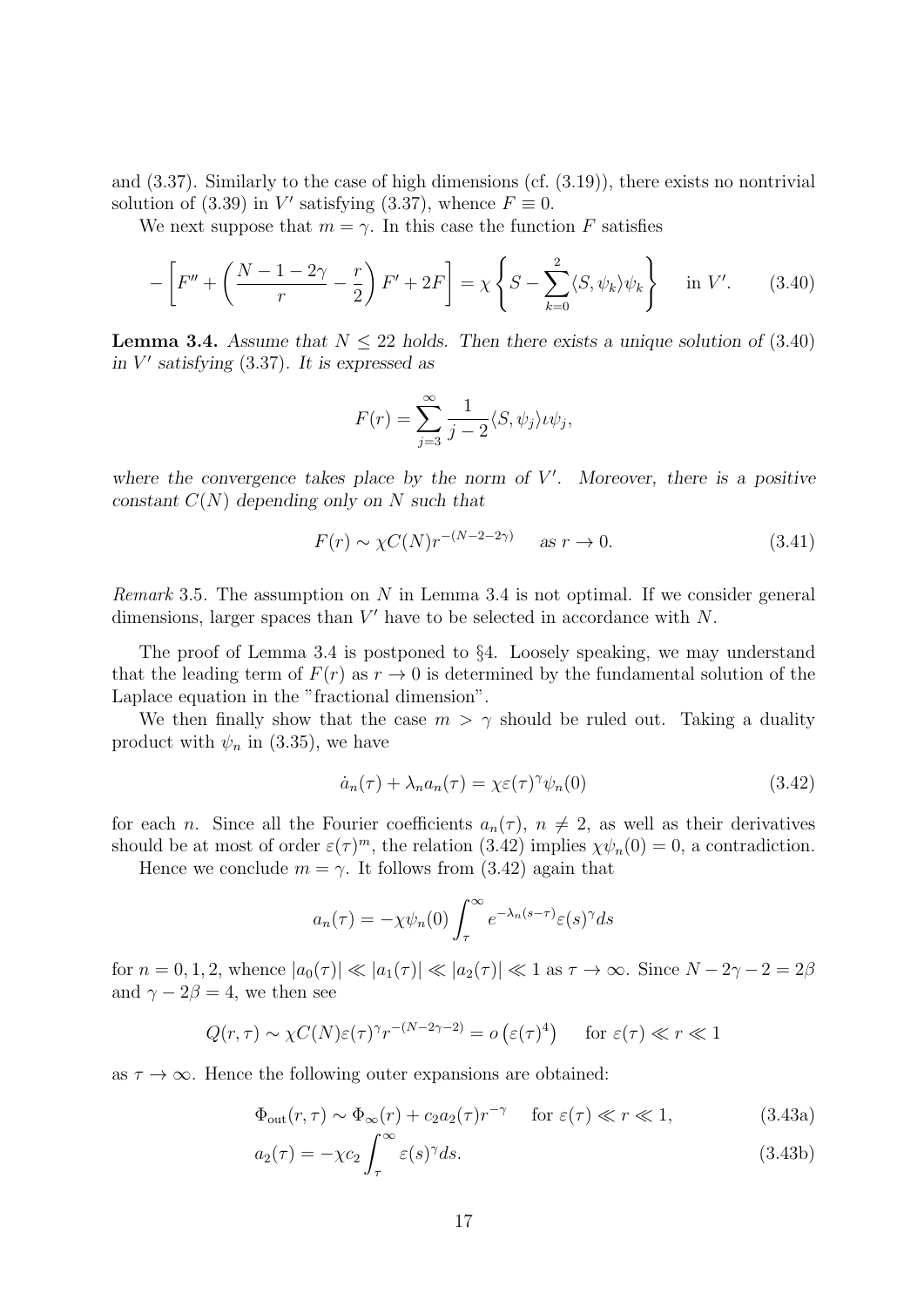and (3.37). Similarly to the case of high dimensions (cf. (3.19)), there exists no nontrivial solution of (3.39) in $V'$ satisfying (3.37), whence $F \equiv 0$.

We next suppose that $m = \gamma$. In this case the function $F$ satisfies

$$-\left[F'' + \left(\frac{N-1-2\gamma}{r} - \frac{r}{2}\right)F' + 2F\right] = \chi\left\{S - \sum_{k=0}^{2}\langle S, \psi_k\rangle\psi_k\right\} \quad \text{in } V'. \tag{3.40}$$

**Lemma 3.4.** *Assume that $N \leq 22$ holds. Then there exists a unique solution of* (3.40) *in $V'$ satisfying* (3.37). *It is expressed as*

$$F(r) = \sum_{j=3}^{\infty} \frac{1}{j-2}\langle S, \psi_j\rangle\iota\psi_j,$$

*where the convergence takes place by the norm of $V'$. Moreover, there is a positive constant $C(N)$ depending only on $N$ such that*

$$F(r) \sim \chi C(N) r^{-(N-2-2\gamma)} \quad \text{as } r \to 0. \tag{3.41}$$

*Remark* 3.5. The assumption on $N$ in Lemma 3.4 is not optimal. If we consider general dimensions, larger spaces than $V'$ have to be selected in accordance with $N$.

The proof of Lemma 3.4 is postponed to §4. Loosely speaking, we may understand that the leading term of $F(r)$ as $r \to 0$ is determined by the fundamental solution of the Laplace equation in the "fractional dimension".

We then finally show that the case $m > \gamma$ should be ruled out. Taking a duality product with $\psi_n$ in (3.35), we have

$$\dot{a}_n(\tau) + \lambda_n a_n(\tau) = \chi\varepsilon(\tau)^\gamma \psi_n(0) \tag{3.42}$$

for each $n$. Since all the Fourier coefficients $a_n(\tau)$, $n \neq 2$, as well as their derivatives should be at most of order $\varepsilon(\tau)^m$, the relation (3.42) implies $\chi\psi_n(0) = 0$, a contradiction.

Hence we conclude $m = \gamma$. It follows from (3.42) again that

$$a_n(\tau) = -\chi\psi_n(0)\int_\tau^\infty e^{-\lambda_n(s-\tau)}\varepsilon(s)^\gamma ds$$

for $n = 0, 1, 2$, whence $|a_0(\tau)| \ll |a_1(\tau)| \ll |a_2(\tau)| \ll 1$ as $\tau \to \infty$. Since $N - 2\gamma - 2 = 2\beta$ and $\gamma - 2\beta = 4$, we then see

$$Q(r,\tau) \sim \chi C(N)\varepsilon(\tau)^\gamma r^{-(N-2\gamma-2)} = o\left(\varepsilon(\tau)^4\right) \quad \text{for } \varepsilon(\tau) \ll r \ll 1$$

as $\tau \to \infty$. Hence the following outer expansions are obtained:

$$\Phi_{\text{out}}(r,\tau) \sim \Phi_\infty(r) + c_2 a_2(\tau) r^{-\gamma} \quad \text{for } \varepsilon(\tau) \ll r \ll 1, \tag{3.43a}$$

$$a_2(\tau) = -\chi c_2 \int_\tau^\infty \varepsilon(s)^\gamma ds. \tag{3.43b}$$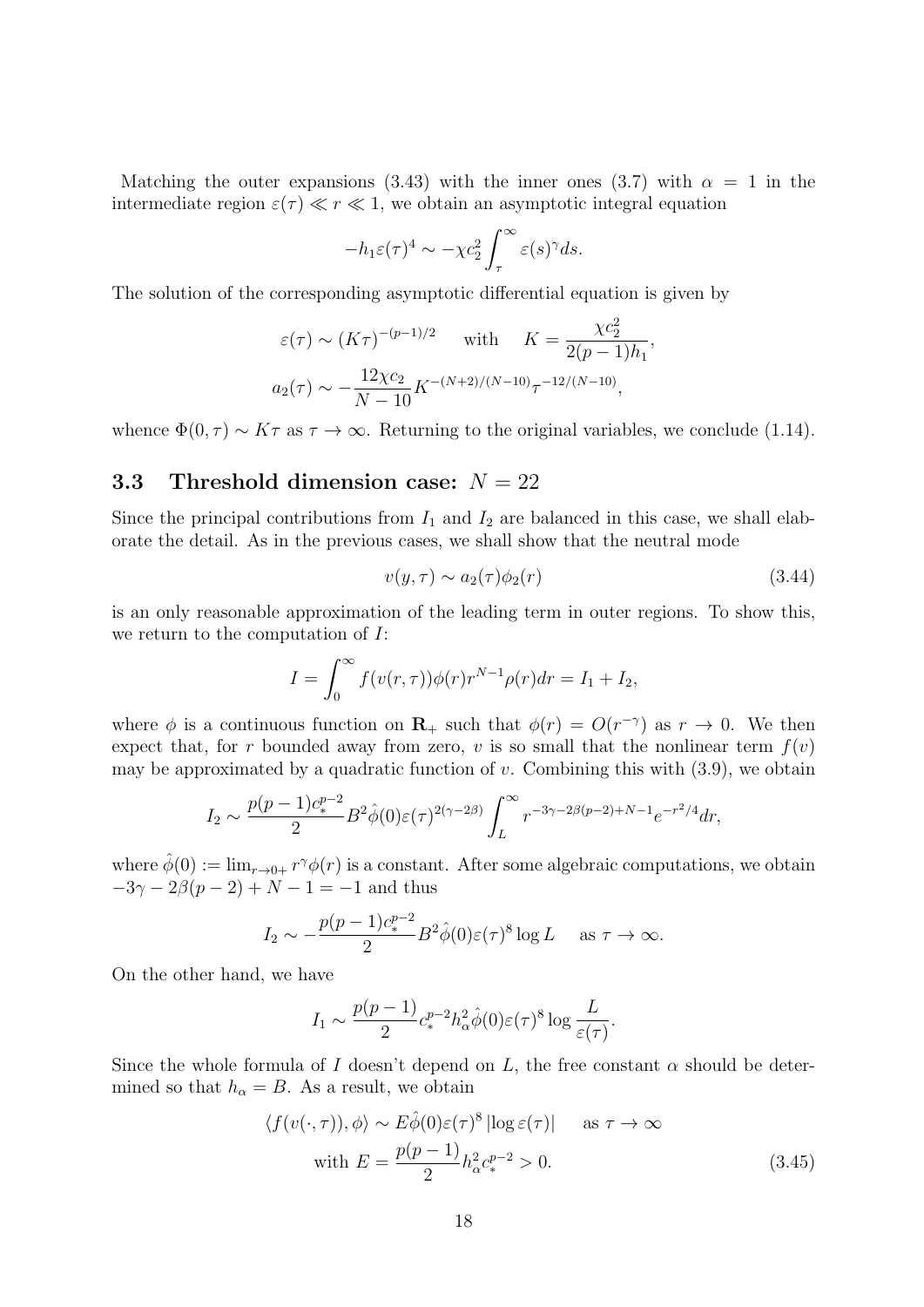Matching the outer expansions (3.43) with the inner ones (3.7) with $\alpha = 1$ in the intermediate region $\varepsilon(\tau) \ll r \ll 1$, we obtain an asymptotic integral equation

$$-h_1 \varepsilon(\tau)^4 \sim -\chi c_2^2 \int_\tau^\infty \varepsilon(s)^\gamma ds.$$

The solution of the corresponding asymptotic differential equation is given by

$$\varepsilon(\tau) \sim (K\tau)^{-(p-1)/2} \quad \text{with} \quad K = \frac{\chi c_2^2}{2(p-1)h_1},$$
$$a_2(\tau) \sim -\frac{12\chi c_2}{N-10} K^{-(N+2)/(N-10)} \tau^{-12/(N-10)},$$

whence $\Phi(0,\tau) \sim K\tau$ as $\tau \to \infty$. Returning to the original variables, we conclude (1.14).

### 3.3 Threshold dimension case: $N = 22$

Since the principal contributions from $I_1$ and $I_2$ are balanced in this case, we shall elaborate the detail. As in the previous cases, we shall show that the neutral mode

$$v(y,\tau) \sim a_2(\tau)\phi_2(r) \tag{3.44}$$

is an only reasonable approximation of the leading term in outer regions. To show this, we return to the computation of $I$:

$$I = \int_0^\infty f(v(r,\tau))\phi(r) r^{N-1}\rho(r) dr = I_1 + I_2,$$

where $\phi$ is a continuous function on $\mathbf{R}_+$ such that $\phi(r) = O(r^{-\gamma})$ as $r \to 0$. We then expect that, for $r$ bounded away from zero, $v$ is so small that the nonlinear term $f(v)$ may be approximated by a quadratic function of $v$. Combining this with (3.9), we obtain

$$I_2 \sim \frac{p(p-1)c_*^{p-2}}{2} B^2 \hat{\phi}(0) \varepsilon(\tau)^{2(\gamma-2\beta)} \int_L^\infty r^{-3\gamma-2\beta(p-2)+N-1} e^{-r^2/4} dr,$$

where $\hat{\phi}(0) := \lim_{r\to 0+} r^\gamma \phi(r)$ is a constant. After some algebraic computations, we obtain $-3\gamma - 2\beta(p-2) + N - 1 = -1$ and thus

$$I_2 \sim -\frac{p(p-1)c_*^{p-2}}{2} B^2 \hat{\phi}(0) \varepsilon(\tau)^8 \log L \quad \text{as } \tau \to \infty.$$

On the other hand, we have

$$I_1 \sim \frac{p(p-1)}{2} c_*^{p-2} h_\alpha^2 \hat{\phi}(0) \varepsilon(\tau)^8 \log \frac{L}{\varepsilon(\tau)}.$$

Since the whole formula of $I$ doesn't depend on $L$, the free constant $\alpha$ should be determined so that $h_\alpha = B$. As a result, we obtain

$$\langle f(v(\cdot,\tau)), \phi \rangle \sim E\hat{\phi}(0)\varepsilon(\tau)^8 |\log \varepsilon(\tau)| \quad \text{as } \tau \to \infty$$
$$\text{with } E = \frac{p(p-1)}{2} h_\alpha^2 c_*^{p-2} > 0. \tag{3.45}$$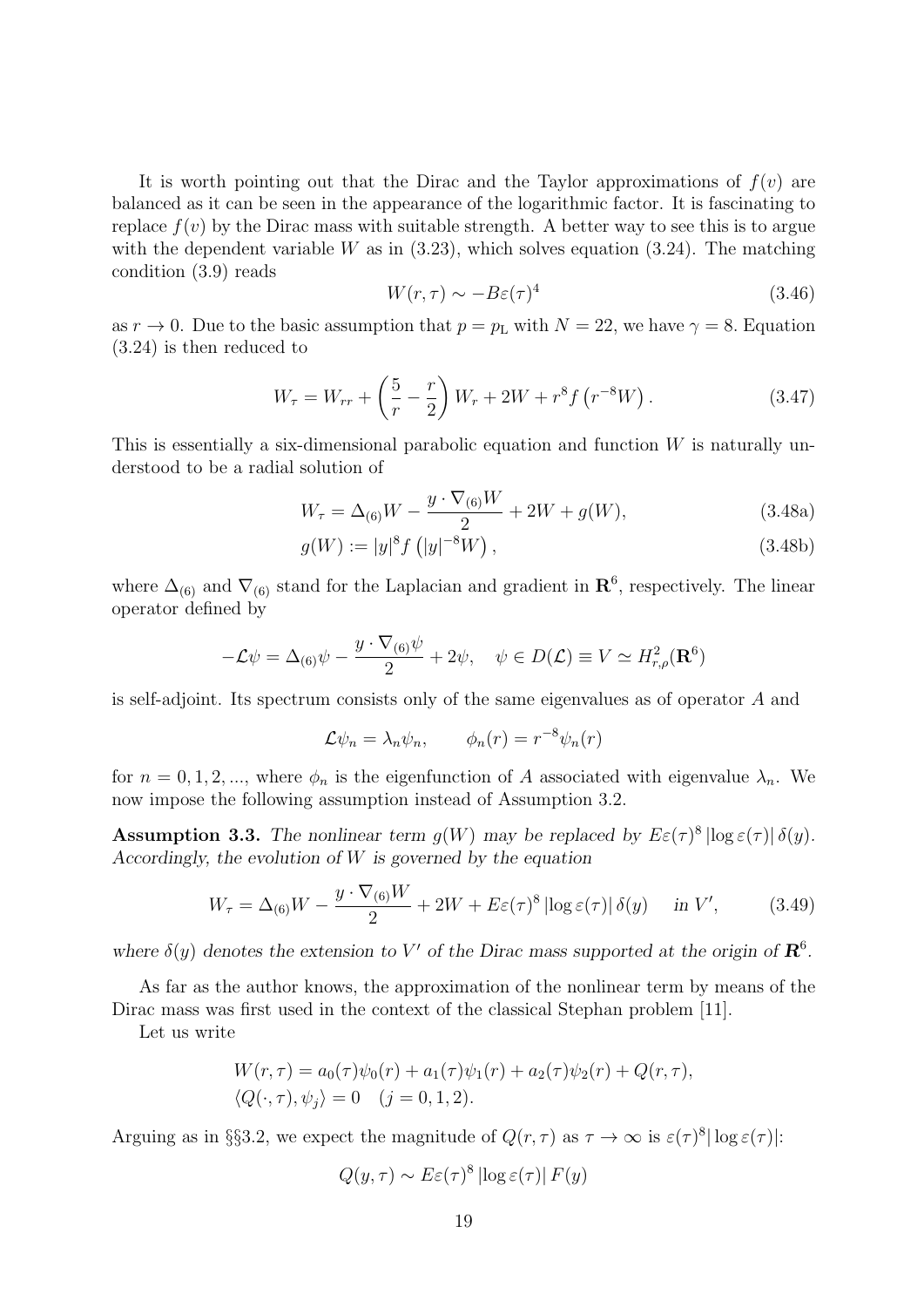It is worth pointing out that the Dirac and the Taylor approximations of $f(v)$ are balanced as it can be seen in the appearance of the logarithmic factor. It is fascinating to replace $f(v)$ by the Dirac mass with suitable strength. A better way to see this is to argue with the dependent variable $W$ as in (3.23), which solves equation (3.24). The matching condition (3.9) reads

$$W(r,\tau) \sim -B\varepsilon(\tau)^4 \tag{3.46}$$

as $r \to 0$. Due to the basic assumption that $p = p_{\mathrm{L}}$ with $N = 22$, we have $\gamma = 8$. Equation (3.24) is then reduced to

$$W_\tau = W_{rr} + \left(\frac{5}{r} - \frac{r}{2}\right) W_r + 2W + r^8 f\left(r^{-8}W\right). \tag{3.47}$$

This is essentially a six-dimensional parabolic equation and function $W$ is naturally understood to be a radial solution of

$$W_\tau = \Delta_{(6)} W - \frac{y \cdot \nabla_{(6)} W}{2} + 2W + g(W), \tag{3.48a}$$

$$g(W) := |y|^8 f\left(|y|^{-8} W\right), \tag{3.48b}$$

where $\Delta_{(6)}$ and $\nabla_{(6)}$ stand for the Laplacian and gradient in $\mathbf{R}^6$, respectively. The linear operator defined by

$$-\mathcal{L}\psi = \Delta_{(6)}\psi - \frac{y \cdot \nabla_{(6)}\psi}{2} + 2\psi, \quad \psi \in D(\mathcal{L}) \equiv V \simeq H^2_{r,\rho}(\mathbf{R}^6)$$

is self-adjoint. Its spectrum consists only of the same eigenvalues as of operator $A$ and

$$\mathcal{L}\psi_n = \lambda_n \psi_n, \qquad \phi_n(r) = r^{-8}\psi_n(r)$$

for $n = 0, 1, 2, ...$, where $\phi_n$ is the eigenfunction of $A$ associated with eigenvalue $\lambda_n$. We now impose the following assumption instead of Assumption 3.2.

**Assumption 3.3.** *The nonlinear term $g(W)$ may be replaced by $E\varepsilon(\tau)^8 |\log \varepsilon(\tau)|\, \delta(y)$. Accordingly, the evolution of $W$ is governed by the equation*

$$W_\tau = \Delta_{(6)} W - \frac{y \cdot \nabla_{(6)} W}{2} + 2W + E\varepsilon(\tau)^8 |\log \varepsilon(\tau)|\, \delta(y) \quad \text{in } V', \tag{3.49}$$

*where $\delta(y)$ denotes the extension to $V'$ of the Dirac mass supported at the origin of $\mathbf{R}^6$.*

As far as the author knows, the approximation of the nonlinear term by means of the Dirac mass was first used in the context of the classical Stephan problem [11].

Let us write

$$W(r,\tau) = a_0(\tau)\psi_0(r) + a_1(\tau)\psi_1(r) + a_2(\tau)\psi_2(r) + Q(r,\tau),$$
$$\langle Q(\cdot,\tau), \psi_j \rangle = 0 \quad (j = 0, 1, 2).$$

Arguing as in §§3.2, we expect the magnitude of $Q(r,\tau)$ as $\tau \to \infty$ is $\varepsilon(\tau)^8 |\log \varepsilon(\tau)|$:

$$Q(y,\tau) \sim E\varepsilon(\tau)^8 |\log \varepsilon(\tau)|\, F(y)$$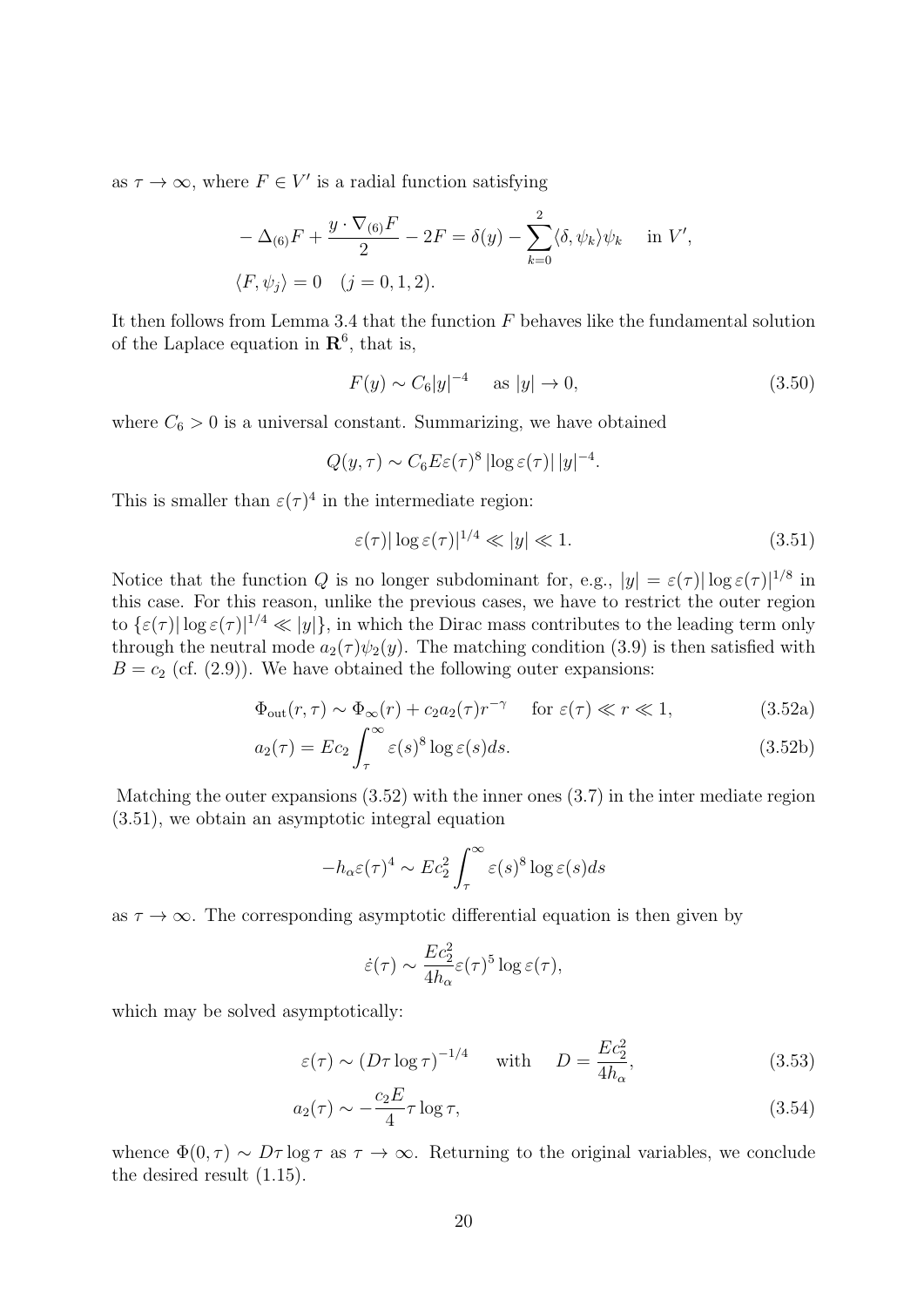as $\tau \to \infty$, where $F \in V'$ is a radial function satisfying

$$
\begin{aligned}
&-\Delta_{(6)} F + \frac{y \cdot \nabla_{(6)} F}{2} - 2F = \delta(y) - \sum_{k=0}^{2} \langle \delta, \psi_k \rangle \psi_k \quad \text{in } V', \\
&\langle F, \psi_j \rangle = 0 \quad (j = 0, 1, 2).
\end{aligned}
$$

It then follows from Lemma 3.4 that the function $F$ behaves like the fundamental solution of the Laplace equation in $\mathbf{R}^6$, that is,

$$
F(y) \sim C_6 |y|^{-4} \quad \text{as } |y| \to 0, \tag{3.50}
$$

where $C_6 > 0$ is a universal constant. Summarizing, we have obtained

$$
Q(y, \tau) \sim C_6 E \varepsilon(\tau)^8 |\log \varepsilon(\tau)| \, |y|^{-4}.
$$

This is smaller than $\varepsilon(\tau)^4$ in the intermediate region:

$$
\varepsilon(\tau) |\log \varepsilon(\tau)|^{1/4} \ll |y| \ll 1. \tag{3.51}
$$

Notice that the function $Q$ is no longer subdominant for, e.g., $|y| = \varepsilon(\tau)|\log \varepsilon(\tau)|^{1/8}$ in this case. For this reason, unlike the previous cases, we have to restrict the outer region to $\{\varepsilon(\tau)|\log \varepsilon(\tau)|^{1/4} \ll |y|\}$, in which the Dirac mass contributes to the leading term only through the neutral mode $a_2(\tau)\psi_2(y)$. The matching condition (3.9) is then satisfied with $B = c_2$ (cf. (2.9)). We have obtained the following outer expansions:

$$
\Phi_{\text{out}}(r, \tau) \sim \Phi_\infty(r) + c_2 a_2(\tau) r^{-\gamma} \quad \text{for } \varepsilon(\tau) \ll r \ll 1, \tag{3.52a}
$$

$$
a_2(\tau) = E c_2 \int_\tau^\infty \varepsilon(s)^8 \log \varepsilon(s) ds. \tag{3.52b}
$$

Matching the outer expansions (3.52) with the inner ones (3.7) in the inter mediate region (3.51), we obtain an asymptotic integral equation

$$
-h_\alpha \varepsilon(\tau)^4 \sim E c_2^2 \int_\tau^\infty \varepsilon(s)^8 \log \varepsilon(s) ds
$$

as $\tau \to \infty$. The corresponding asymptotic differential equation is then given by

$$
\dot{\varepsilon}(\tau) \sim \frac{E c_2^2}{4 h_\alpha} \varepsilon(\tau)^5 \log \varepsilon(\tau),
$$

which may be solved asymptotically:

$$
\varepsilon(\tau) \sim (D\tau \log \tau)^{-1/4} \quad \text{with} \quad D = \frac{E c_2^2}{4 h_\alpha}, \tag{3.53}
$$

$$
a_2(\tau) \sim -\frac{c_2 E}{4} \tau \log \tau, \tag{3.54}
$$

whence $\Phi(0, \tau) \sim D\tau \log \tau$ as $\tau \to \infty$. Returning to the original variables, we conclude the desired result (1.15).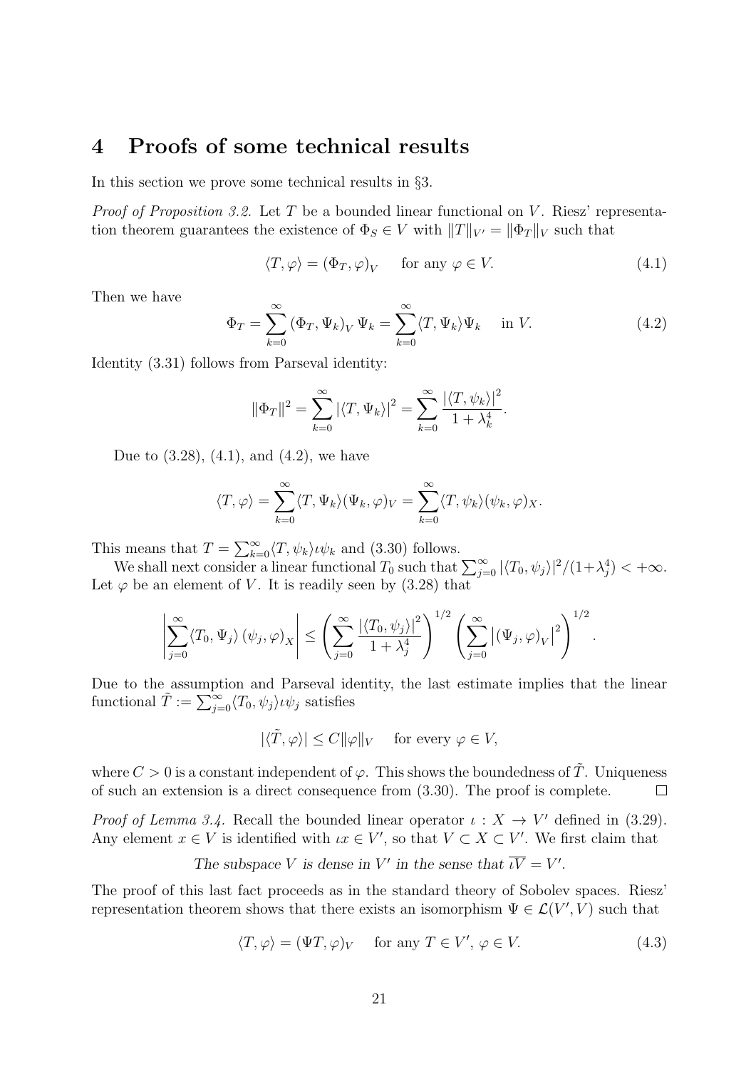## 4 Proofs of some technical results

In this section we prove some technical results in §3.

*Proof of Proposition 3.2.* Let $T$ be a bounded linear functional on $V$. Riesz' representation theorem guarantees the existence of $\Phi_S \in V$ with $\|T\|_{V'} = \|\Phi_T\|_V$ such that

$$\langle T, \varphi \rangle = (\Phi_T, \varphi)_V \quad \text{ for any } \varphi \in V. \tag{4.1}$$

Then we have

$$\Phi_T = \sum_{k=0}^{\infty} (\Phi_T, \Psi_k)_V \, \Psi_k = \sum_{k=0}^{\infty} \langle T, \Psi_k \rangle \Psi_k \quad \text{ in } V. \tag{4.2}$$

Identity (3.31) follows from Parseval identity:

$$\|\Phi_T\|^2 = \sum_{k=0}^{\infty} |\langle T, \Psi_k \rangle|^2 = \sum_{k=0}^{\infty} \frac{|\langle T, \psi_k \rangle|^2}{1 + \lambda_k^4}.$$

Due to (3.28), (4.1), and (4.2), we have

$$\langle T, \varphi \rangle = \sum_{k=0}^{\infty} \langle T, \Psi_k \rangle (\Psi_k, \varphi)_V = \sum_{k=0}^{\infty} \langle T, \psi_k \rangle (\psi_k, \varphi)_X.$$

This means that $T = \sum_{k=0}^{\infty} \langle T, \psi_k \rangle \iota \psi_k$ and (3.30) follows.

We shall next consider a linear functional $T_0$ such that $\sum_{j=0}^{\infty} |\langle T_0, \psi_j \rangle|^2/(1+\lambda_j^4) < +\infty$. Let $\varphi$ be an element of $V$. It is readily seen by (3.28) that

$$\left| \sum_{j=0}^{\infty} \langle T_0, \Psi_j \rangle \, (\psi_j, \varphi)_X \right| \leq \left( \sum_{j=0}^{\infty} \frac{|\langle T_0, \psi_j \rangle|^2}{1 + \lambda_j^4} \right)^{1/2} \left( \sum_{j=0}^{\infty} \left| (\Psi_j, \varphi)_V \right|^2 \right)^{1/2}.$$

Due to the assumption and Parseval identity, the last estimate implies that the linear functional $\tilde{T} := \sum_{j=0}^{\infty} \langle T_0, \psi_j \rangle \iota \psi_j$ satisfies

$$|\langle \tilde{T}, \varphi \rangle| \leq C \|\varphi\|_V \quad \text{ for every } \varphi \in V,$$

where $C > 0$ is a constant independent of $\varphi$. This shows the boundedness of $\tilde{T}$. Uniqueness of such an extension is a direct consequence from (3.30). The proof is complete. □

*Proof of Lemma 3.4.* Recall the bounded linear operator $\iota : X \to V'$ defined in (3.29). Any element $x \in V$ is identified with $\iota x \in V'$, so that $V \subset X \subset V'$. We first claim that

*The subspace $V$ is dense in $V'$ in the sense that $\overline{\iota V} = V'$.*

The proof of this last fact proceeds as in the standard theory of Sobolev spaces. Riesz' representation theorem shows that there exists an isomorphism $\Psi \in \mathcal{L}(V', V)$ such that

$$\langle T, \varphi \rangle = (\Psi T, \varphi)_V \quad \text{ for any } T \in V', \, \varphi \in V. \tag{4.3}$$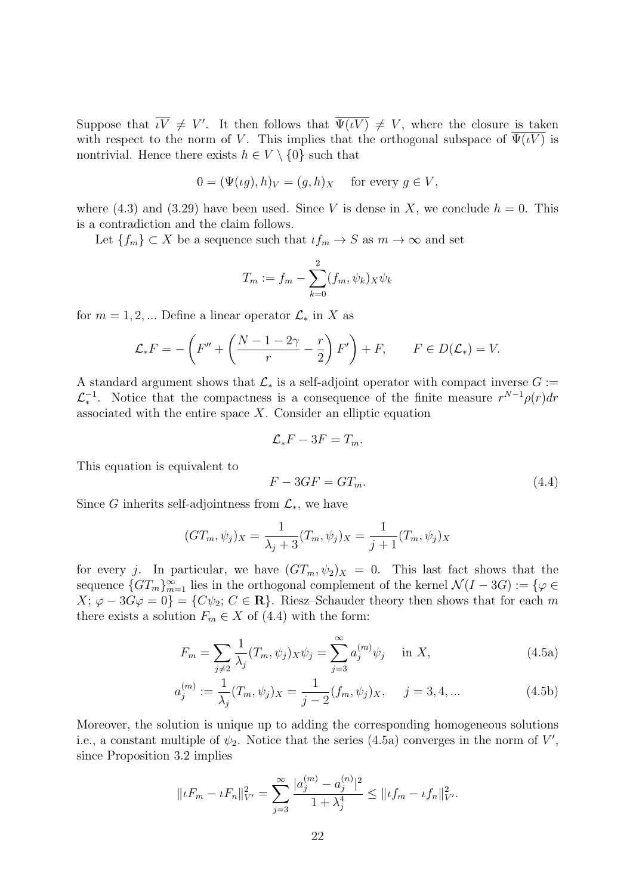Suppose that $\overline{\iota V} \neq V'$. It then follows that $\overline{\Psi(\iota V)} \neq V$, where the closure is taken with respect to the norm of $V$. This implies that the orthogonal subspace of $\overline{\Psi(\iota V)}$ is nontrivial. Hence there exists $h \in V \setminus \{0\}$ such that

$$0 = (\Psi(\iota g), h)_V = (g, h)_X \quad \text{ for every } g \in V,$$

where (4.3) and (3.29) have been used. Since $V$ is dense in $X$, we conclude $h = 0$. This is a contradiction and the claim follows.

Let $\{f_m\} \subset X$ be a sequence such that $\iota f_m \to S$ as $m \to \infty$ and set

$$T_m := f_m - \sum_{k=0}^{2} (f_m, \psi_k)_X \psi_k$$

for $m = 1, 2, \ldots$ Define a linear operator $\mathcal{L}_*$ in $X$ as

$$\mathcal{L}_* F = -\left( F'' + \left( \frac{N-1-2\gamma}{r} - \frac{r}{2} \right) F' \right) + F, \qquad F \in D(\mathcal{L}_*) = V.$$

A standard argument shows that $\mathcal{L}_*$ is a self-adjoint operator with compact inverse $G := \mathcal{L}_*^{-1}$. Notice that the compactness is a consequence of the finite measure $r^{N-1}\rho(r)dr$ associated with the entire space $X$. Consider an elliptic equation

$$\mathcal{L}_* F - 3F = T_m.$$

This equation is equivalent to

$$F - 3GF = GT_m. \tag{4.4}$$

Since $G$ inherits self-adjointness from $\mathcal{L}_*$, we have

$$(GT_m, \psi_j)_X = \frac{1}{\lambda_j + 3} (T_m, \psi_j)_X = \frac{1}{j+1} (T_m, \psi_j)_X$$

for every $j$. In particular, we have $(GT_m, \psi_2)_X = 0$. This last fact shows that the sequence $\{GT_m\}_{m=1}^{\infty}$ lies in the orthogonal complement of the kernel $\mathcal{N}(I - 3G) := \{\varphi \in X;\, \varphi - 3G\varphi = 0\} = \{C\psi_2;\, C \in \mathbf{R}\}$. Riesz–Schauder theory then shows that for each $m$ there exists a solution $F_m \in X$ of (4.4) with the form:

$$F_m = \sum_{j \neq 2} \frac{1}{\lambda_j} (T_m, \psi_j)_X \psi_j = \sum_{j=3}^{\infty} a_j^{(m)} \psi_j \quad \text{ in } X, \tag{4.5a}$$

$$a_j^{(m)} := \frac{1}{\lambda_j} (T_m, \psi_j)_X = \frac{1}{j-2} (f_m, \psi_j)_X, \quad j = 3, 4, \ldots \tag{4.5b}$$

Moreover, the solution is unique up to adding the corresponding homogeneous solutions i.e., a constant multiple of $\psi_2$. Notice that the series (4.5a) converges in the norm of $V'$, since Proposition 3.2 implies

$$\|\iota F_m - \iota F_n\|_{V'}^2 = \sum_{j=3}^{\infty} \frac{|a_j^{(m)} - a_j^{(n)}|^2}{1 + \lambda_j^4} \leq \|\iota f_m - \iota f_n\|_{V'}^2.$$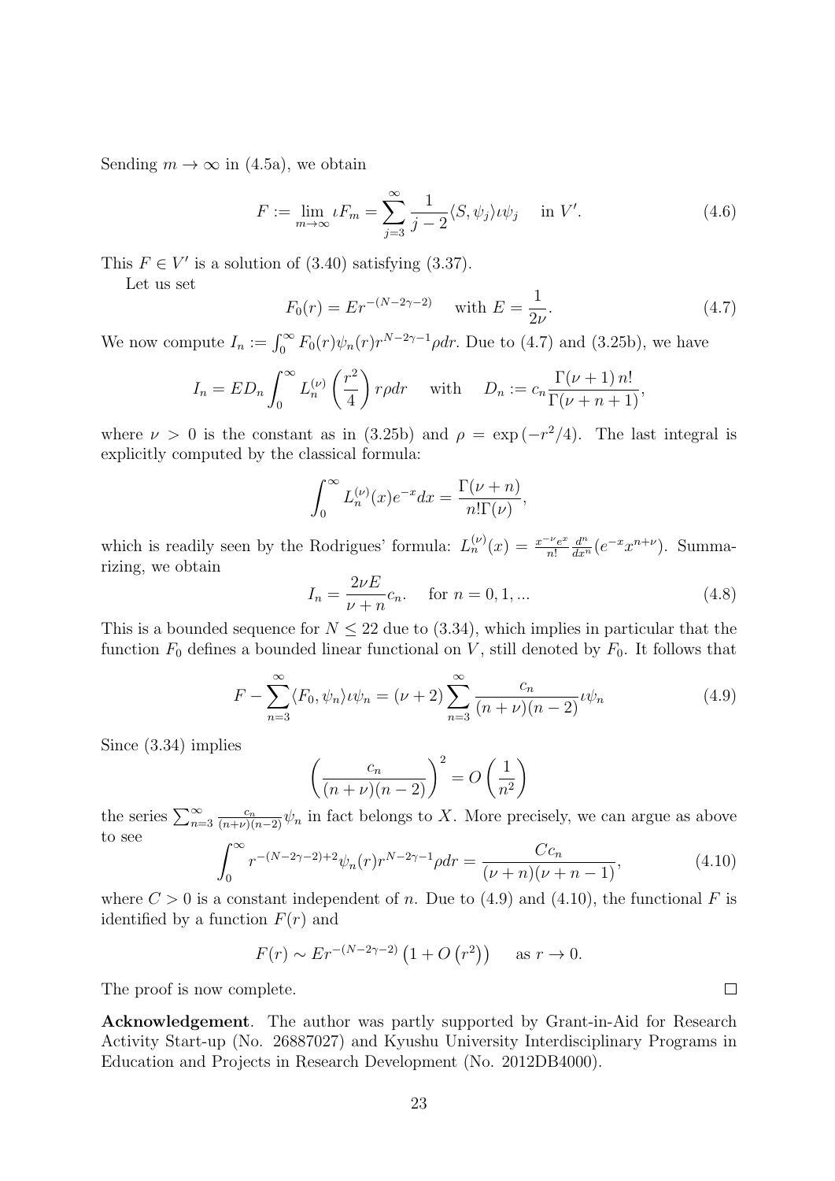Sending $m \to \infty$ in (4.5a), we obtain

$$F := \lim_{m\to\infty} \iota F_m = \sum_{j=3}^{\infty} \frac{1}{j-2} \langle S, \psi_j \rangle \iota \psi_j \quad \text{in } V'. \tag{4.6}$$

This $F \in V'$ is a solution of (3.40) satisfying (3.37).

Let us set

$$F_0(r) = Er^{-(N-2\gamma-2)} \quad \text{with } E = \frac{1}{2\nu}. \tag{4.7}$$

We now compute $I_n := \int_0^\infty F_0(r)\psi_n(r) r^{N-2\gamma-1}\rho dr$. Due to (4.7) and (3.25b), we have

$$I_n = ED_n \int_0^\infty L_n^{(\nu)}\left(\frac{r^2}{4}\right) r\rho dr \quad \text{with} \quad D_n := c_n \frac{\Gamma(\nu+1)\, n!}{\Gamma(\nu+n+1)},$$

where $\nu > 0$ is the constant as in (3.25b) and $\rho = \exp(-r^2/4)$. The last integral is explicitly computed by the classical formula:

$$\int_0^\infty L_n^{(\nu)}(x) e^{-x} dx = \frac{\Gamma(\nu+n)}{n!\Gamma(\nu)},$$

which is readily seen by the Rodrigues' formula: $L_n^{(\nu)}(x) = \frac{x^{-\nu}e^x}{n!}\frac{d^n}{dx^n}(e^{-x}x^{n+\nu})$. Summarizing, we obtain

$$I_n = \frac{2\nu E}{\nu+n} c_n. \quad \text{for } n = 0, 1, \ldots \tag{4.8}$$

This is a bounded sequence for $N \le 22$ due to (3.34), which implies in particular that the function $F_0$ defines a bounded linear functional on $V$, still denoted by $F_0$. It follows that

$$F - \sum_{n=3}^{\infty} \langle F_0, \psi_n \rangle \iota \psi_n = (\nu+2) \sum_{n=3}^{\infty} \frac{c_n}{(n+\nu)(n-2)} \iota \psi_n \tag{4.9}$$

Since (3.34) implies

$$\left(\frac{c_n}{(n+\nu)(n-2)}\right)^2 = O\left(\frac{1}{n^2}\right)$$

the series $\sum_{n=3}^{\infty} \frac{c_n}{(n+\nu)(n-2)}\psi_n$ in fact belongs to $X$. More precisely, we can argue as above to see

$$\int_0^\infty r^{-(N-2\gamma-2)+2}\psi_n(r) r^{N-2\gamma-1}\rho dr = \frac{Cc_n}{(\nu+n)(\nu+n-1)}, \tag{4.10}$$

where $C > 0$ is a constant independent of $n$. Due to (4.9) and (4.10), the functional $F$ is identified by a function $F(r)$ and

$$F(r) \sim Er^{-(N-2\gamma-2)}\left(1 + O\left(r^2\right)\right) \quad \text{as } r \to 0.$$

The proof is now complete. $\square$

**Acknowledgement**. The author was partly supported by Grant-in-Aid for Research Activity Start-up (No. 26887027) and Kyushu University Interdisciplinary Programs in Education and Projects in Research Development (No. 2012DB4000).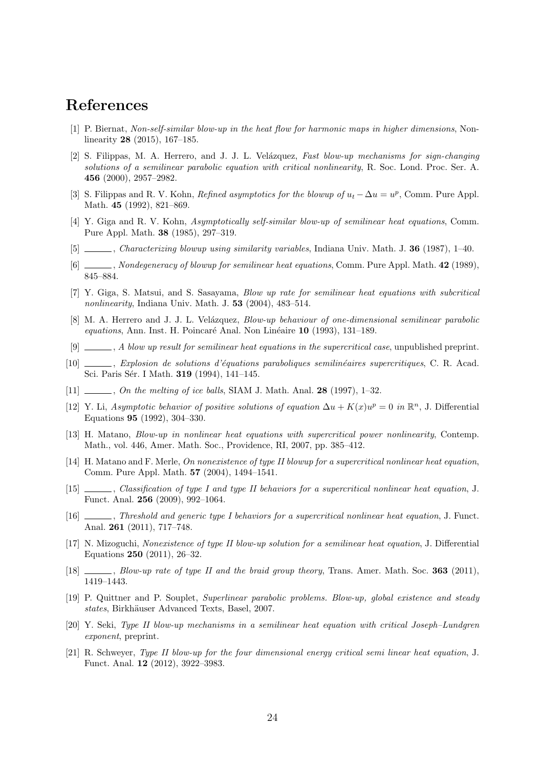# References

[1] P. Biernat, *Non-self-similar blow-up in the heat flow for harmonic maps in higher dimensions*, Nonlinearity **28** (2015), 167–185.

[2] S. Filippas, M. A. Herrero, and J. J. L. Velázquez, *Fast blow-up mechanisms for sign-changing solutions of a semilinear parabolic equation with critical nonlinearity*, R. Soc. Lond. Proc. Ser. A. **456** (2000), 2957–2982.

[3] S. Filippas and R. V. Kohn, *Refined asymptotics for the blowup of $u_t - \Delta u = u^p$*, Comm. Pure Appl. Math. **45** (1992), 821–869.

[4] Y. Giga and R. V. Kohn, *Asymptotically self-similar blow-up of semilinear heat equations*, Comm. Pure Appl. Math. **38** (1985), 297–319.

[5] ______, *Characterizing blowup using similarity variables*, Indiana Univ. Math. J. **36** (1987), 1–40.

[6] ______, *Nondegeneracy of blowup for semilinear heat equations*, Comm. Pure Appl. Math. **42** (1989), 845–884.

[7] Y. Giga, S. Matsui, and S. Sasayama, *Blow up rate for semilinear heat equations with subcritical nonlinearity*, Indiana Univ. Math. J. **53** (2004), 483–514.

[8] M. A. Herrero and J. J. L. Velázquez, *Blow-up behaviour of one-dimensional semilinear parabolic equations*, Ann. Inst. H. Poincaré Anal. Non Linéaire **10** (1993), 131–189.

[9] ______, *A blow up result for semilinear heat equations in the supercritical case*, unpublished preprint.

[10] ______, *Explosion de solutions d'équations paraboliques semilinéaires supercritiques*, C. R. Acad. Sci. Paris Sér. I Math. **319** (1994), 141–145.

[11] ______, *On the melting of ice balls*, SIAM J. Math. Anal. **28** (1997), 1–32.

[12] Y. Li, *Asymptotic behavior of positive solutions of equation $\Delta u + K(x)u^p = 0$ in $\mathbb{R}^n$*, J. Differential Equations **95** (1992), 304–330.

[13] H. Matano, *Blow-up in nonlinear heat equations with supercritical power nonlinearity*, Contemp. Math., vol. 446, Amer. Math. Soc., Providence, RI, 2007, pp. 385–412.

[14] H. Matano and F. Merle, *On nonexistence of type II blowup for a supercritical nonlinear heat equation*, Comm. Pure Appl. Math. **57** (2004), 1494–1541.

[15] ______, *Classification of type I and type II behaviors for a supercritical nonlinear heat equation*, J. Funct. Anal. **256** (2009), 992–1064.

[16] ______, *Threshold and generic type I behaviors for a supercritical nonlinear heat equation*, J. Funct. Anal. **261** (2011), 717–748.

[17] N. Mizoguchi, *Nonexistence of type II blow-up solution for a semilinear heat equation*, J. Differential Equations **250** (2011), 26–32.

[18] ______, *Blow-up rate of type II and the braid group theory*, Trans. Amer. Math. Soc. **363** (2011), 1419–1443.

[19] P. Quittner and P. Souplet, *Superlinear parabolic problems. Blow-up, global existence and steady states*, Birkhäuser Advanced Texts, Basel, 2007.

[20] Y. Seki, *Type II blow-up mechanisms in a semilinear heat equation with critical Joseph–Lundgren exponent*, preprint.

[21] R. Schweyer, *Type II blow-up for the four dimensional energy critical semi linear heat equation*, J. Funct. Anal. **12** (2012), 3922–3983.